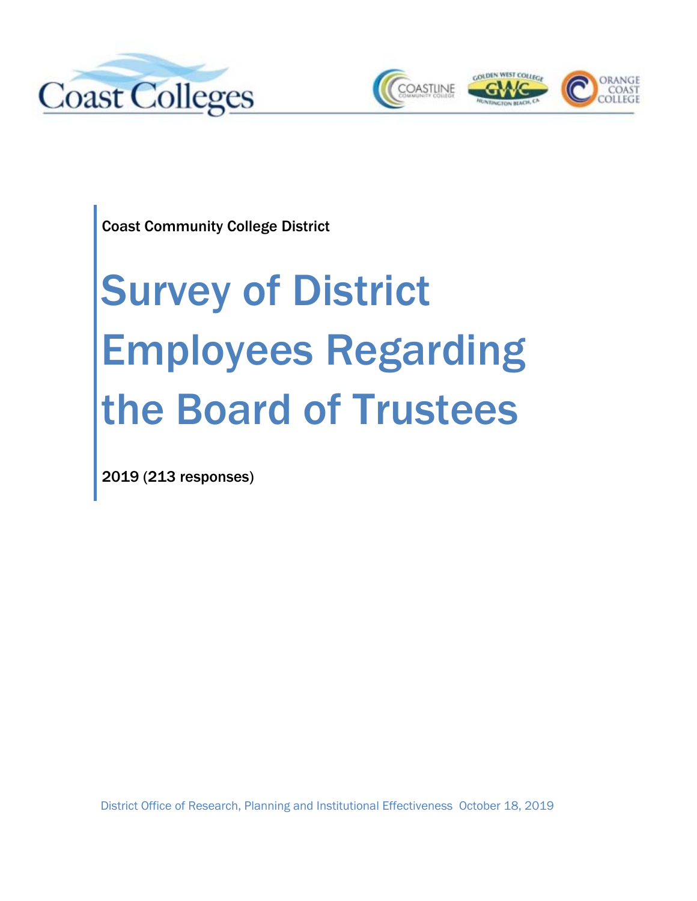Coast Community College District

# Survey of District Employees Regarding the Board of Trustees

2019 (213 responses)

District Office of Research, Planning and Institutional Effectiveness October 18, 2019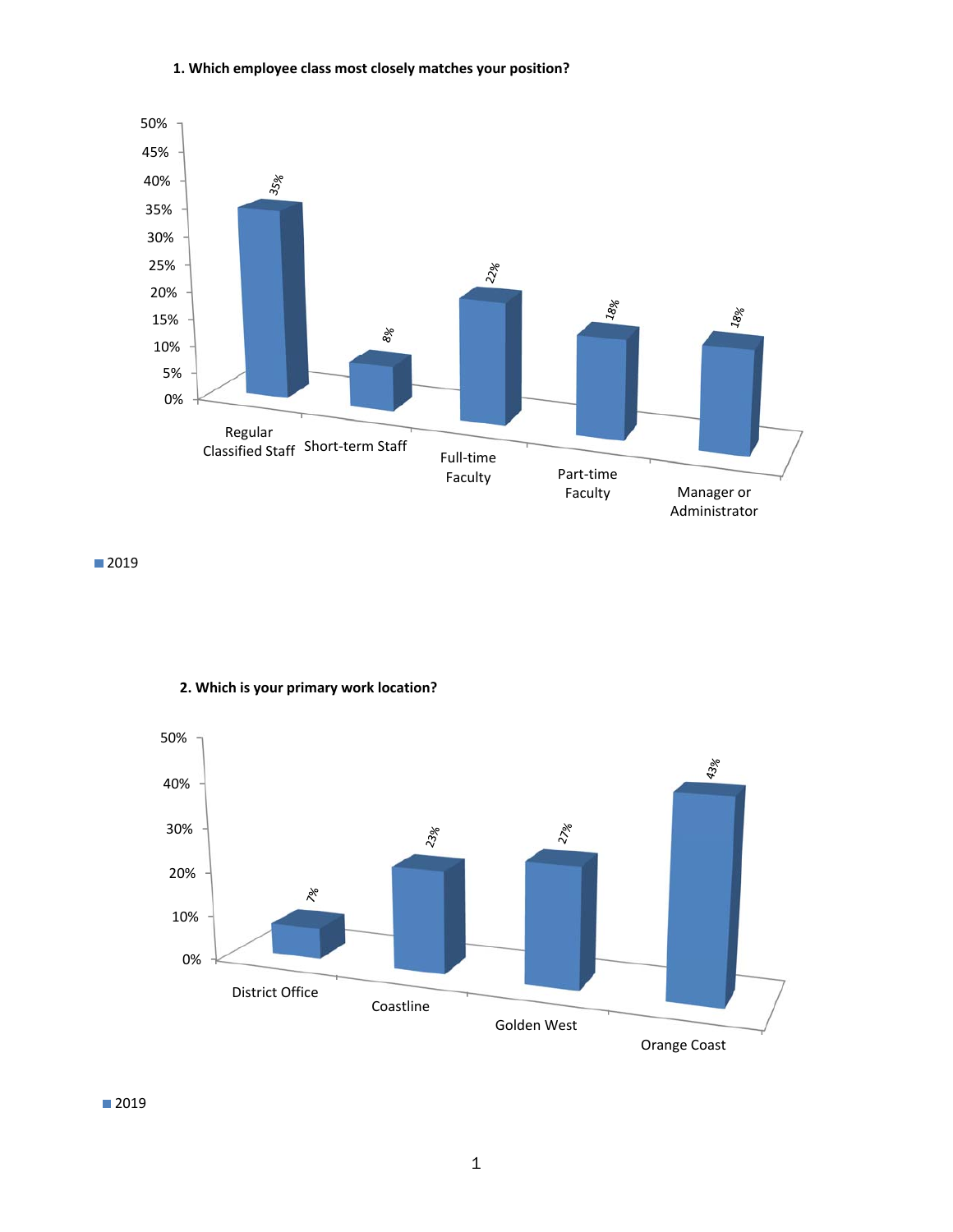**1. Which employee class most closely matches your position?**

| Employee Class | 2019 |
|---|---|
| Regular Classified Staff | 35% |
| Short-term Staff | 8% |
| Full-time Faculty | 22% |
| Part-time Faculty | 18% |
| Manager or Administrator | 18% |

**2. Which is your primary work location?**

| Location | 2019 |
|---|---|
| District Office | 7% |
| Coastline | 23% |
| Golden West | 27% |
| Orange Coast | 43% |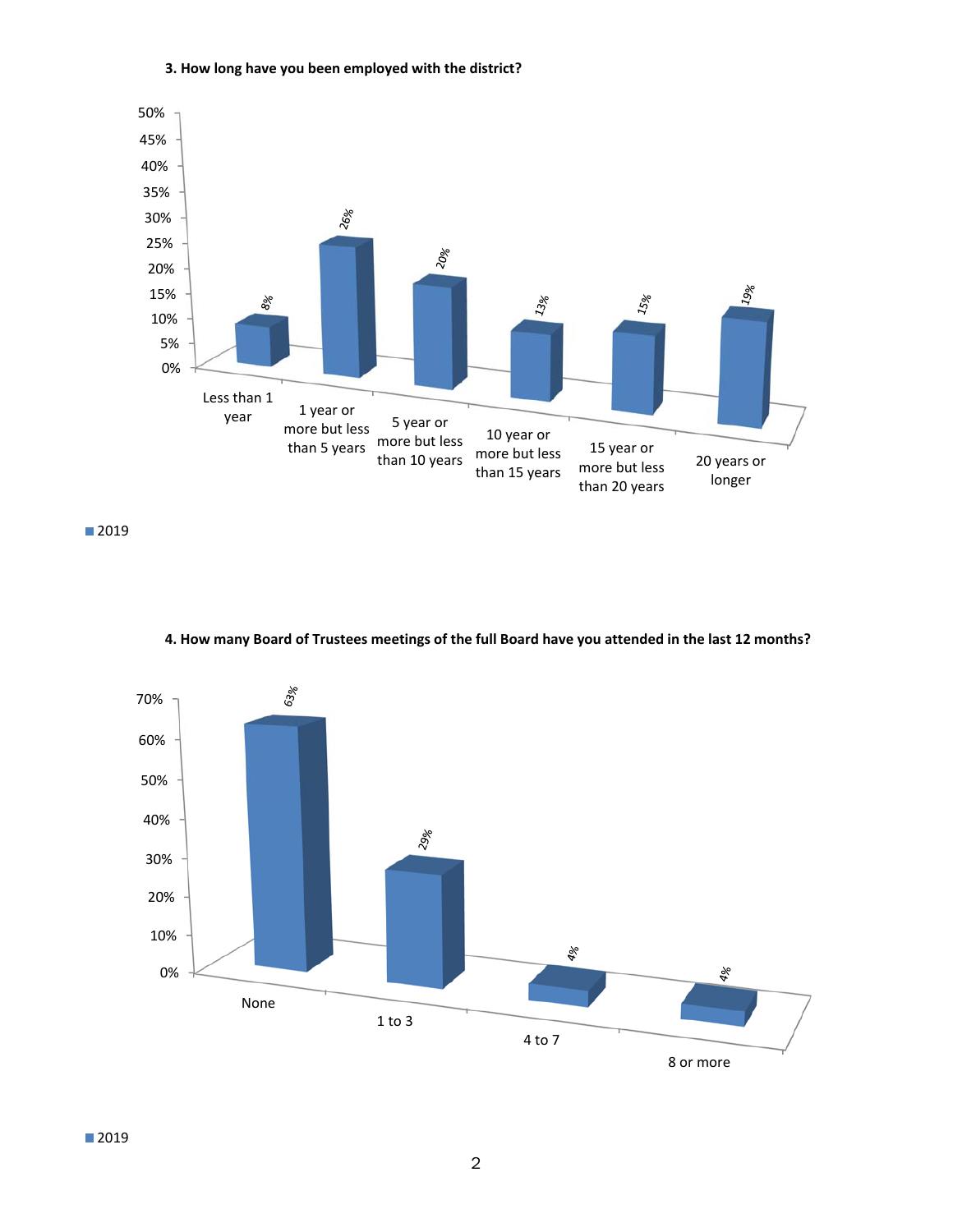**3. How long have you been employed with the district?**

| Response | 2019 |
| --- | --- |
| Less than 1 year | 8% |
| 1 year or more but less than 5 years | 26% |
| 5 year or more but less than 10 years | 20% |
| 10 year or more but less than 15 years | 13% |
| 15 year or more but less than 20 years | 15% |
| 20 years or longer | 19% |

**4. How many Board of Trustees meetings of the full Board have you attended in the last 12 months?**

| Response | 2019 |
| --- | --- |
| None | 63% |
| 1 to 3 | 29% |
| 4 to 7 | 4% |
| 8 or more | 4% |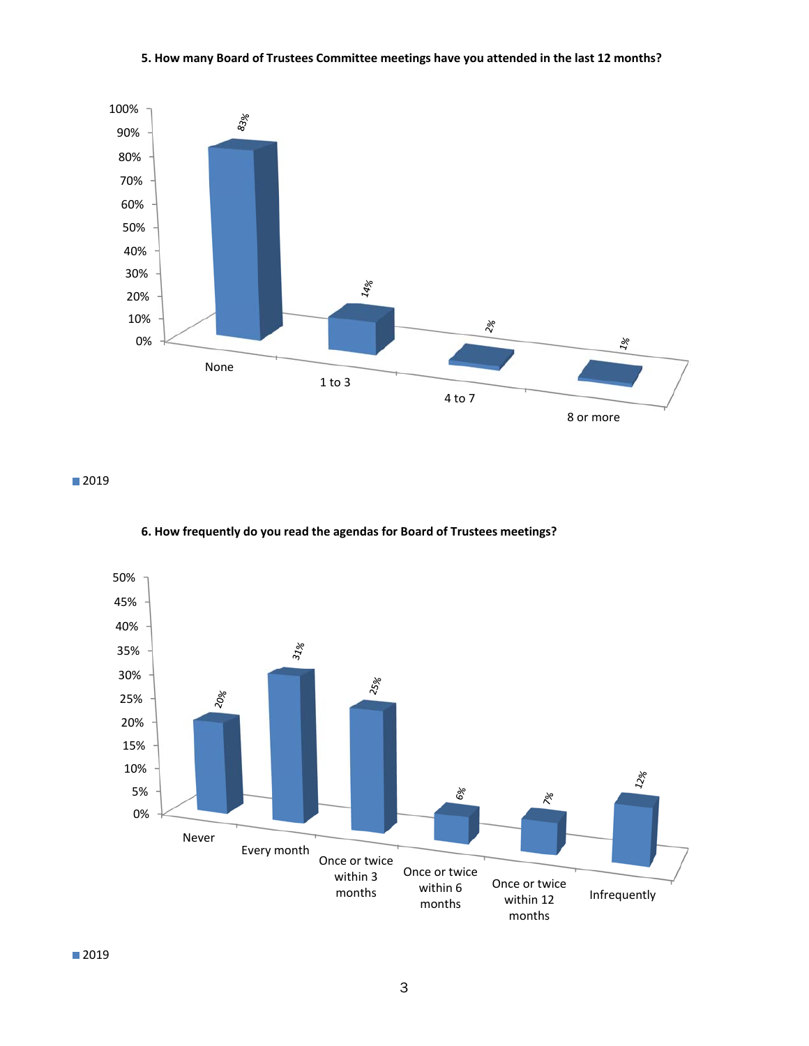**5. How many Board of Trustees Committee meetings have you attended in the last 12 months?**

| | 2019 |
|---|---|
| None | 83% |
| 1 to 3 | 14% |
| 4 to 7 | 2% |
| 8 or more | 1% |

**6. How frequently do you read the agendas for Board of Trustees meetings?**

| | 2019 |
|---|---|
| Never | 20% |
| Every month | 31% |
| Once or twice within 3 months | 25% |
| Once or twice within 6 months | 6% |
| Once or twice within 12 months | 7% |
| Infrequently | 12% |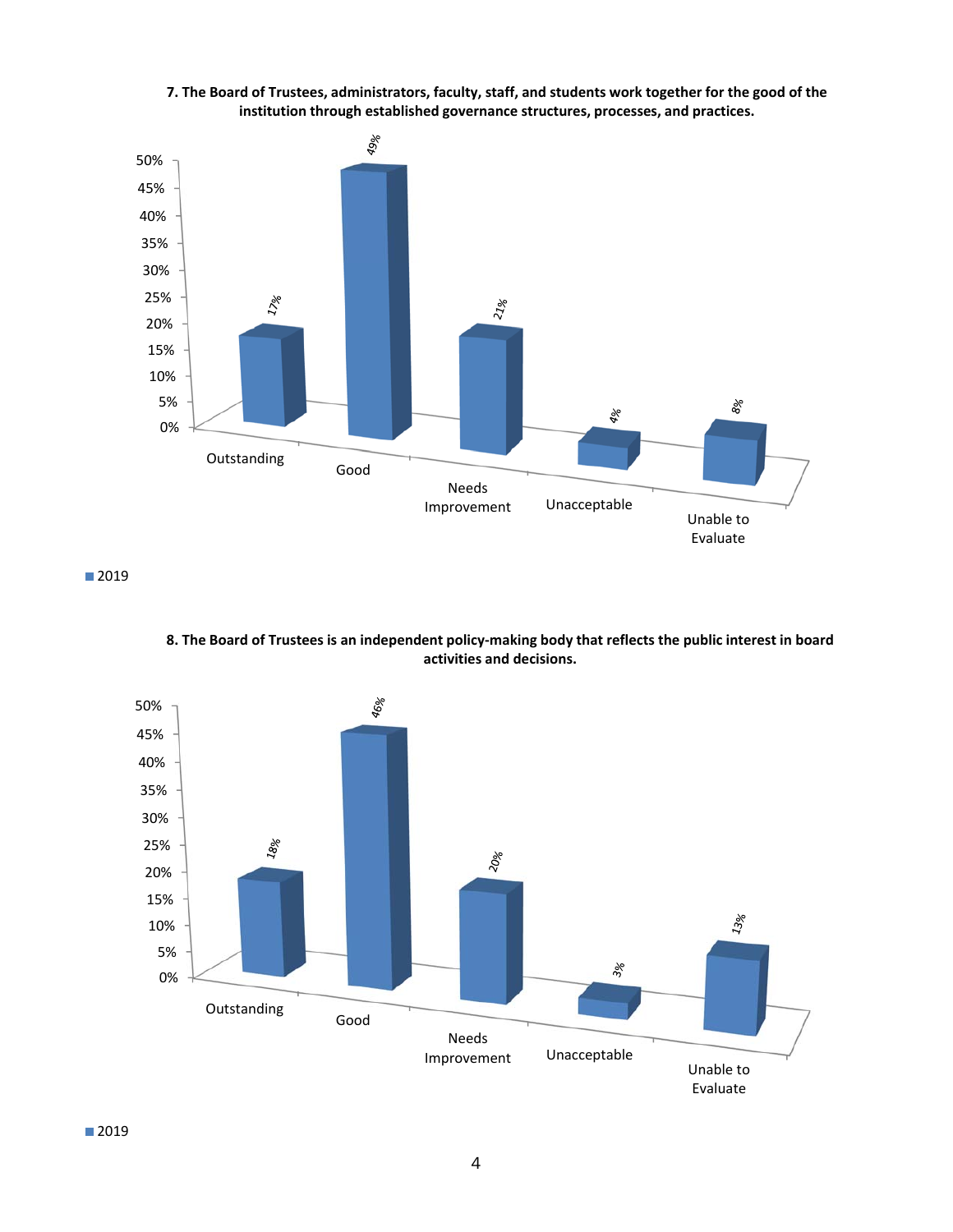**7. The Board of Trustees, administrators, faculty, staff, and students work together for the good of the institution through established governance structures, processes, and practices.**

| Response | 2019 |
| --- | --- |
| Outstanding | 17% |
| Good | 49% |
| Needs Improvement | 21% |
| Unacceptable | 4% |
| Unable to Evaluate | 8% |

**8. The Board of Trustees is an independent policy-making body that reflects the public interest in board activities and decisions.**

| Response | 2019 |
| --- | --- |
| Outstanding | 18% |
| Good | 46% |
| Needs Improvement | 20% |
| Unacceptable | 3% |
| Unable to Evaluate | 13% |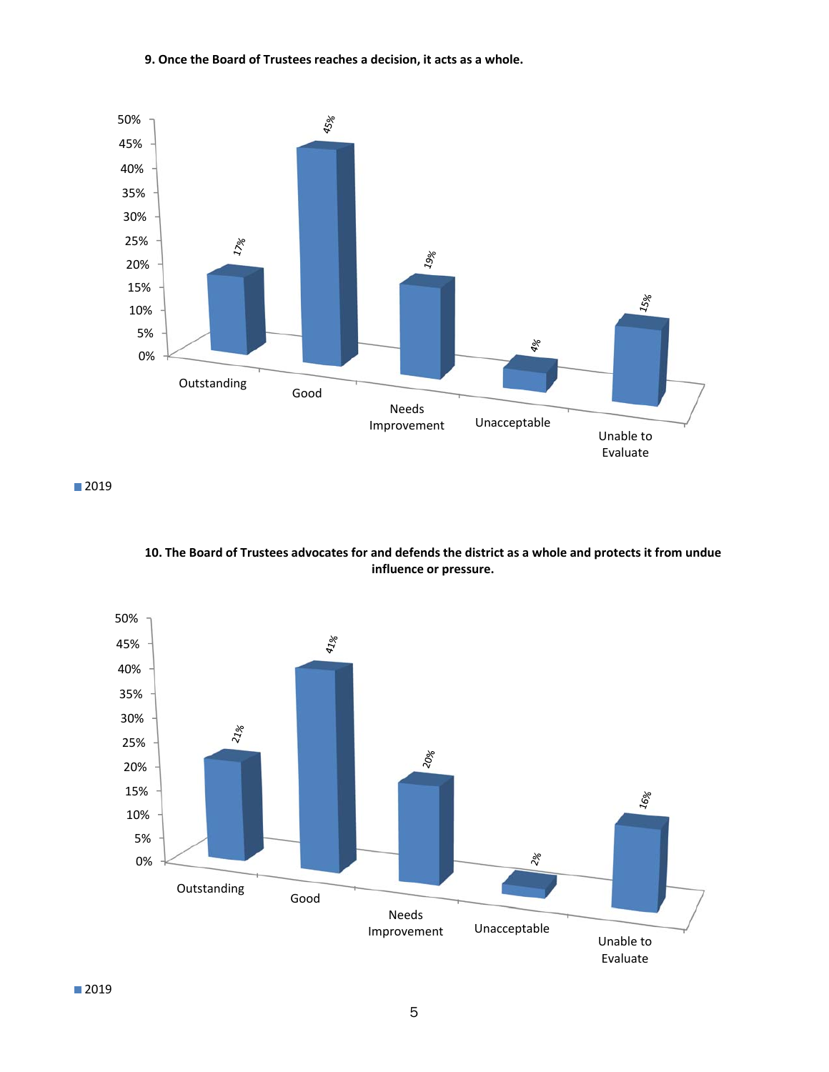**9. Once the Board of Trustees reaches a decision, it acts as a whole.**

| | Outstanding | Good | Needs Improvement | Unacceptable | Unable to Evaluate |
|---|---|---|---|---|---|
| 2019 | 17% | 45% | 19% | 4% | 15% |

**10. The Board of Trustees advocates for and defends the district as a whole and protects it from undue influence or pressure.**

| | Outstanding | Good | Needs Improvement | Unacceptable | Unable to Evaluate |
|---|---|---|---|---|---|
| 2019 | 21% | 41% | 20% | 2% | 16% |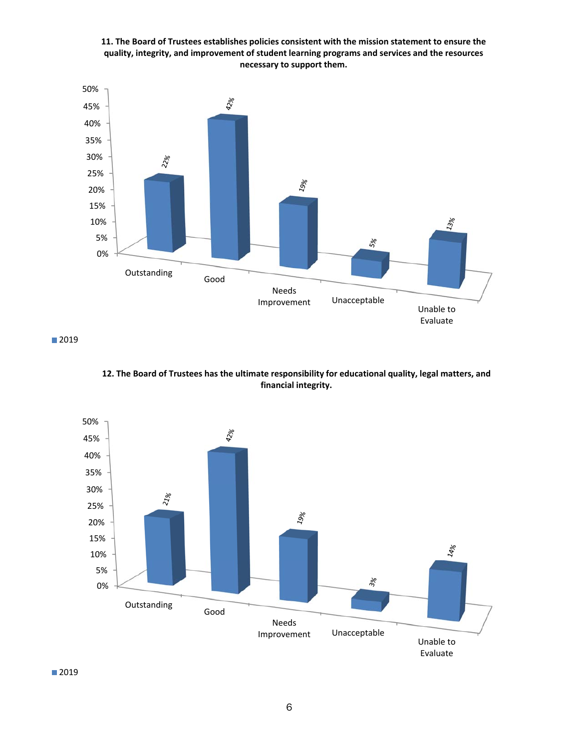**11. The Board of Trustees establishes policies consistent with the mission statement to ensure the quality, integrity, and improvement of student learning programs and services and the resources necessary to support them.**

| | 2019 |
|---|---|
| Outstanding | 22% |
| Good | 42% |
| Needs Improvement | 19% |
| Unacceptable | 5% |
| Unable to Evaluate | 13% |

**12. The Board of Trustees has the ultimate responsibility for educational quality, legal matters, and financial integrity.**

| | 2019 |
|---|---|
| Outstanding | 21% |
| Good | 42% |
| Needs Improvement | 19% |
| Unacceptable | 3% |
| Unable to Evaluate | 14% |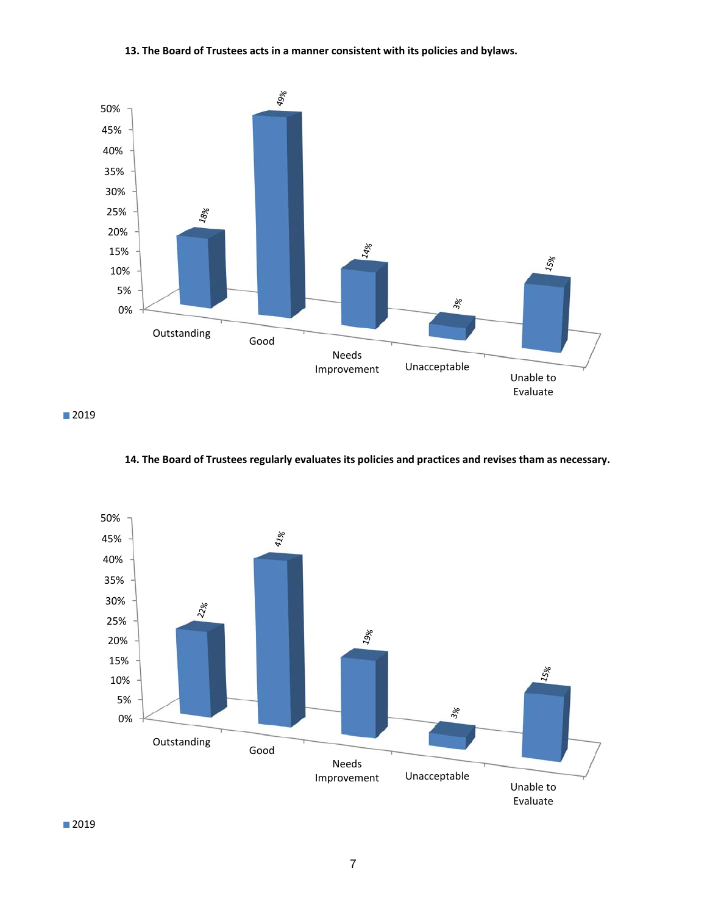**13. The Board of Trustees acts in a manner consistent with its policies and bylaws.**

| | Outstanding | Good | Needs Improvement | Unacceptable | Unable to Evaluate |
|---|---|---|---|---|---|
| 2019 | 18% | 49% | 14% | 3% | 15% |

**14. The Board of Trustees regularly evaluates its policies and practices and revises tham as necessary.**

| | Outstanding | Good | Needs Improvement | Unacceptable | Unable to Evaluate |
|---|---|---|---|---|---|
| 2019 | 22% | 41% | 19% | 3% | 15% |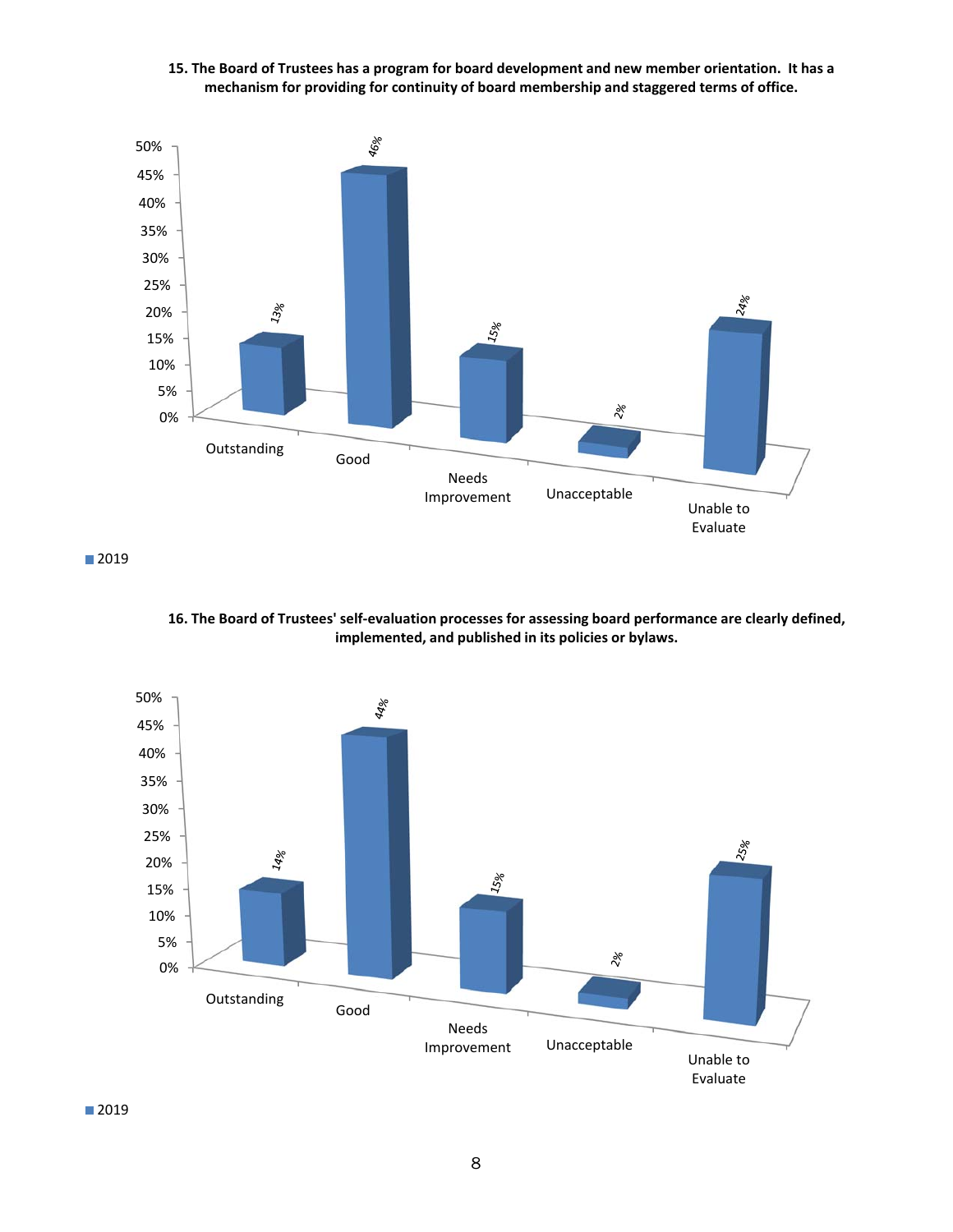**15. The Board of Trustees has a program for board development and new member orientation. It has a mechanism for providing for continuity of board membership and staggered terms of office.**

| | Outstanding | Good | Needs Improvement | Unacceptable | Unable to Evaluate |
|---|---|---|---|---|---|
| 2019 | 13% | 46% | 15% | 2% | 24% |

**16. The Board of Trustees' self-evaluation processes for assessing board performance are clearly defined, implemented, and published in its policies or bylaws.**

| | Outstanding | Good | Needs Improvement | Unacceptable | Unable to Evaluate |
|---|---|---|---|---|---|
| 2019 | 14% | 44% | 15% | 2% | 25% |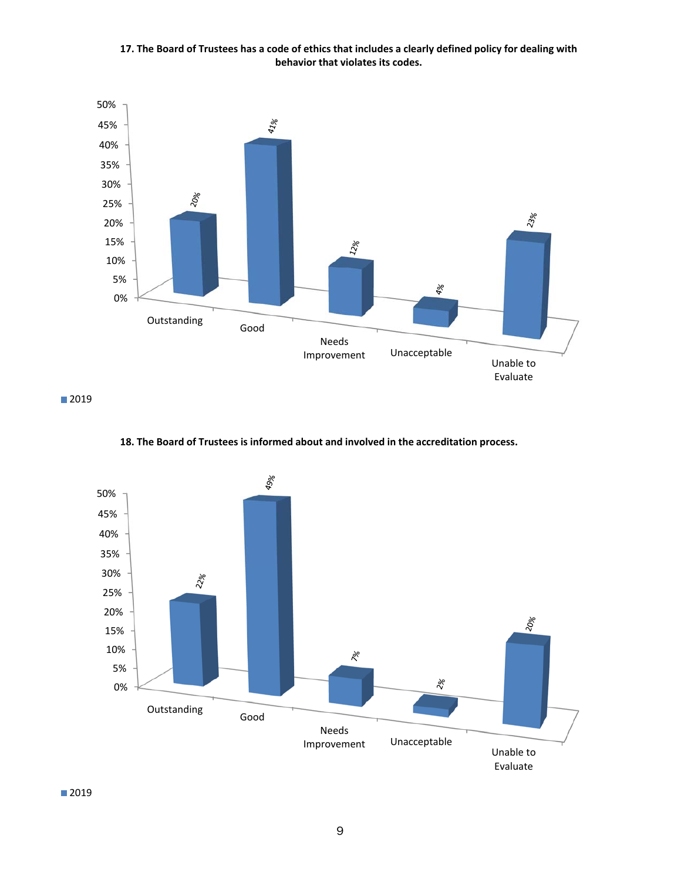**17. The Board of Trustees has a code of ethics that includes a clearly defined policy for dealing with behavior that violates its codes.**

| | Outstanding | Good | Needs Improvement | Unacceptable | Unable to Evaluate |
|---|---|---|---|---|---|
| 2019 | 20% | 41% | 12% | 4% | 23% |

**18. The Board of Trustees is informed about and involved in the accreditation process.**

| | Outstanding | Good | Needs Improvement | Unacceptable | Unable to Evaluate |
|---|---|---|---|---|---|
| 2019 | 22% | 49% | 7% | 2% | 20% |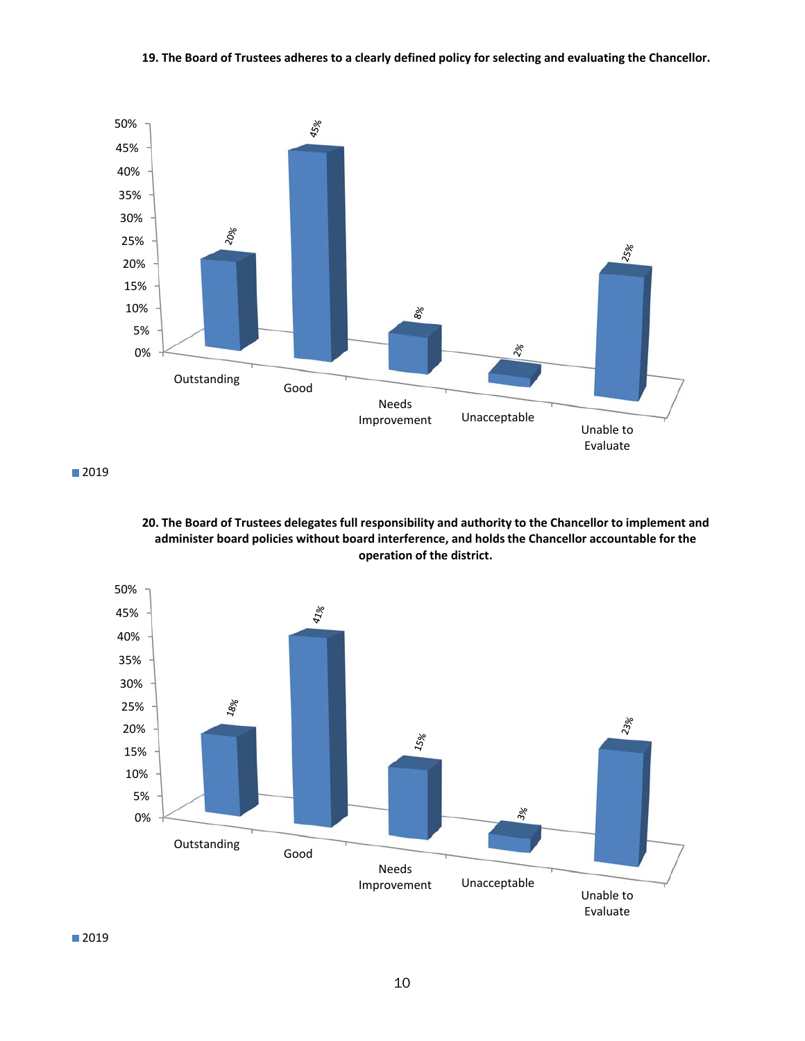**19. The Board of Trustees adheres to a clearly defined policy for selecting and evaluating the Chancellor.**

| Rating | 2019 |
|---|---|
| Outstanding | 20% |
| Good | 45% |
| Needs Improvement | 8% |
| Unacceptable | 2% |
| Unable to Evaluate | 25% |

**20. The Board of Trustees delegates full responsibility and authority to the Chancellor to implement and administer board policies without board interference, and holds the Chancellor accountable for the operation of the district.**

| Rating | 2019 |
|---|---|
| Outstanding | 18% |
| Good | 41% |
| Needs Improvement | 15% |
| Unacceptable | 3% |
| Unable to Evaluate | 23% |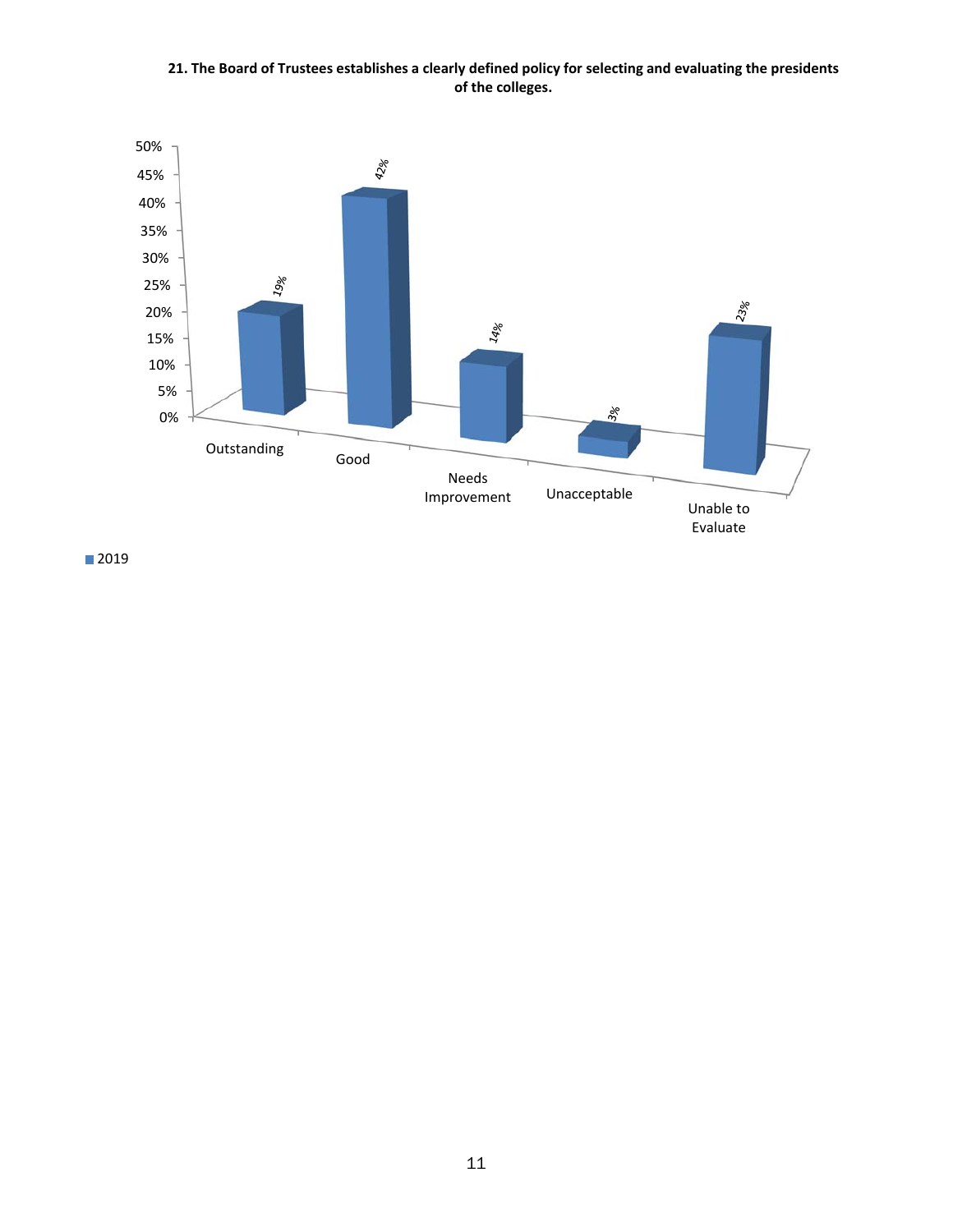**21. The Board of Trustees establishes a clearly defined policy for selecting and evaluating the presidents of the colleges.**

| | 2019 |
|---|---|
| Outstanding | 19% |
| Good | 42% |
| Needs Improvement | 14% |
| Unacceptable | 3% |
| Unable to Evaluate | 23% |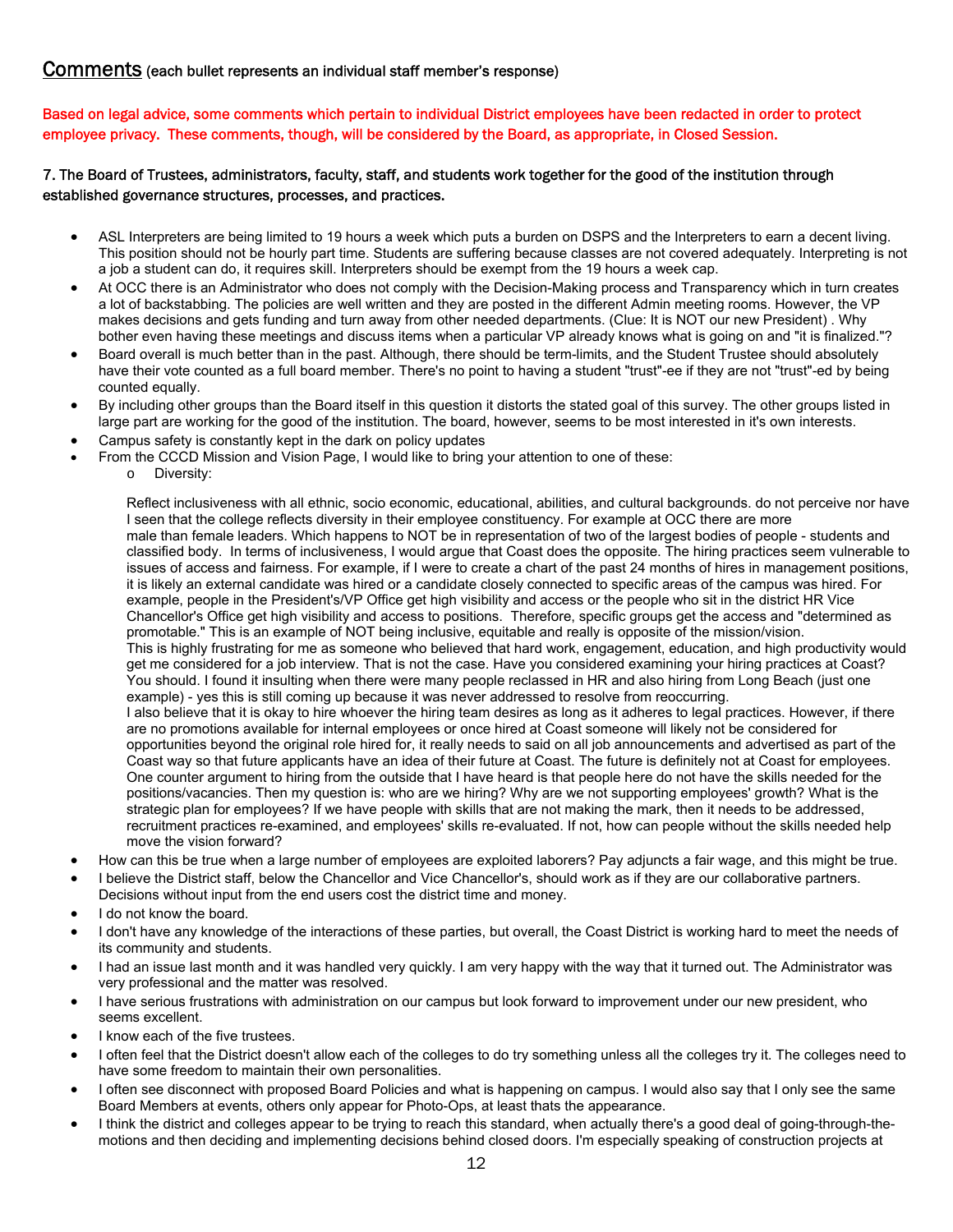## Comments (each bullet represents an individual staff member's response)

Based on legal advice, some comments which pertain to individual District employees have been redacted in order to protect employee privacy. These comments, though, will be considered by the Board, as appropriate, in Closed Session.

### 7. The Board of Trustees, administrators, faculty, staff, and students work together for the good of the institution through established governance structures, processes, and practices.

- ASL Interpreters are being limited to 19 hours a week which puts a burden on DSPS and the Interpreters to earn a decent living. This position should not be hourly part time. Students are suffering because classes are not covered adequately. Interpreting is not a job a student can do, it requires skill. Interpreters should be exempt from the 19 hours a week cap.
- At OCC there is an Administrator who does not comply with the Decision-Making process and Transparency which in turn creates a lot of backstabbing. The policies are well written and they are posted in the different Admin meeting rooms. However, the VP makes decisions and gets funding and turn away from other needed departments. (Clue: It is NOT our new President) . Why bother even having these meetings and discuss items when a particular VP already knows what is going on and "it is finalized."?
- Board overall is much better than in the past. Although, there should be term-limits, and the Student Trustee should absolutely have their vote counted as a full board member. There's no point to having a student "trust"-ee if they are not "trust"-ed by being counted equally.
- By including other groups than the Board itself in this question it distorts the stated goal of this survey. The other groups listed in large part are working for the good of the institution. The board, however, seems to be most interested in it's own interests.
- Campus safety is constantly kept in the dark on policy updates
- From the CCCD Mission and Vision Page, I would like to bring your attention to one of these:
    - Diversity:

      Reflect inclusiveness with all ethnic, socio economic, educational, abilities, and cultural backgrounds. do not perceive nor have I seen that the college reflects diversity in their employee constituency. For example at OCC there are more male than female leaders. Which happens to NOT be in representation of two of the largest bodies of people - students and classified body. In terms of inclusiveness, I would argue that Coast does the opposite. The hiring practices seem vulnerable to issues of access and fairness. For example, if I were to create a chart of the past 24 months of hires in management positions, it is likely an external candidate was hired or a candidate closely connected to specific areas of the campus was hired. For example, people in the President's/VP Office get high visibility and access or the people who sit in the district HR Vice Chancellor's Office get high visibility and access to positions. Therefore, specific groups get the access and "determined as promotable." This is an example of NOT being inclusive, equitable and really is opposite of the mission/vision.
      This is highly frustrating for me as someone who believed that hard work, engagement, education, and high productivity would get me considered for a job interview. That is not the case. Have you considered examining your hiring practices at Coast? You should. I found it insulting when there were many people reclassed in HR and also hiring from Long Beach (just one example) - yes this is still coming up because it was never addressed to resolve from reoccurring.
      I also believe that it is okay to hire whoever the hiring team desires as long as it adheres to legal practices. However, if there are no promotions available for internal employees or once hired at Coast someone will likely not be considered for opportunities beyond the original role hired for, it really needs to said on all job announcements and advertised as part of the Coast way so that future applicants have an idea of their future at Coast. The future is definitely not at Coast for employees. One counter argument to hiring from the outside that I have heard is that people here do not have the skills needed for the positions/vacancies. Then my question is: who are we hiring? Why are we not supporting employees' growth? What is the strategic plan for employees? If we have people with skills that are not making the mark, then it needs to be addressed, recruitment practices re-examined, and employees' skills re-evaluated. If not, how can people without the skills needed help move the vision forward?
- How can this be true when a large number of employees are exploited laborers? Pay adjuncts a fair wage, and this might be true.
- I believe the District staff, below the Chancellor and Vice Chancellor's, should work as if they are our collaborative partners. Decisions without input from the end users cost the district time and money.
- I do not know the board.
- I don't have any knowledge of the interactions of these parties, but overall, the Coast District is working hard to meet the needs of its community and students.
- I had an issue last month and it was handled very quickly. I am very happy with the way that it turned out. The Administrator was very professional and the matter was resolved.
- I have serious frustrations with administration on our campus but look forward to improvement under our new president, who seems excellent.
- I know each of the five trustees.
- I often feel that the District doesn't allow each of the colleges to do try something unless all the colleges try it. The colleges need to have some freedom to maintain their own personalities.
- I often see disconnect with proposed Board Policies and what is happening on campus. I would also say that I only see the same Board Members at events, others only appear for Photo-Ops, at least thats the appearance.
- I think the district and colleges appear to be trying to reach this standard, when actually there's a good deal of going-through-the-motions and then deciding and implementing decisions behind closed doors. I'm especially speaking of construction projects at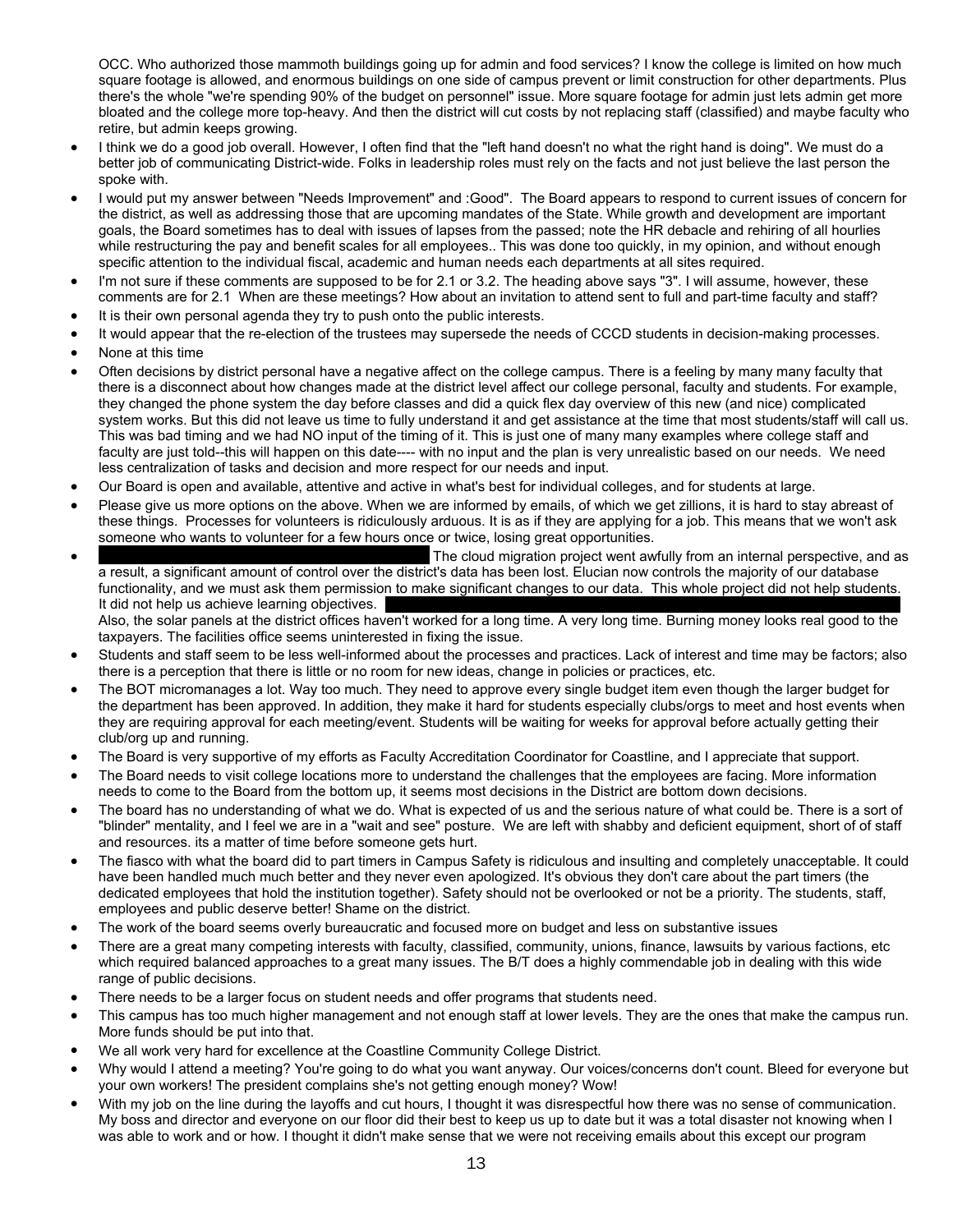OCC. Who authorized those mammoth buildings going up for admin and food services? I know the college is limited on how much square footage is allowed, and enormous buildings on one side of campus prevent or limit construction for other departments. Plus there's the whole "we're spending 90% of the budget on personnel" issue. More square footage for admin just lets admin get more bloated and the college more top-heavy. And then the district will cut costs by not replacing staff (classified) and maybe faculty who retire, but admin keeps growing.

- I think we do a good job overall. However, I often find that the "left hand doesn't no what the right hand is doing". We must do a better job of communicating District-wide. Folks in leadership roles must rely on the facts and not just believe the last person the spoke with.
- I would put my answer between "Needs Improvement" and :Good". The Board appears to respond to current issues of concern for the district, as well as addressing those that are upcoming mandates of the State. While growth and development are important goals, the Board sometimes has to deal with issues of lapses from the passed; note the HR debacle and rehiring of all hourlies while restructuring the pay and benefit scales for all employees.. This was done too quickly, in my opinion, and without enough specific attention to the individual fiscal, academic and human needs each departments at all sites required.
- I'm not sure if these comments are supposed to be for 2.1 or 3.2. The heading above says "3". I will assume, however, these comments are for 2.1 When are these meetings? How about an invitation to attend sent to full and part-time faculty and staff?
- It is their own personal agenda they try to push onto the public interests.
- It would appear that the re-election of the trustees may supersede the needs of CCCD students in decision-making processes.
- None at this time
- Often decisions by district personal have a negative affect on the college campus. There is a feeling by many many faculty that there is a disconnect about how changes made at the district level affect our college personal, faculty and students. For example, they changed the phone system the day before classes and did a quick flex day overview of this new (and nice) complicated system works. But this did not leave us time to fully understand it and get assistance at the time that most students/staff will call us. This was bad timing and we had NO input of the timing of it. This is just one of many many examples where college staff and faculty are just told--this will happen on this date---- with no input and the plan is very unrealistic based on our needs. We need less centralization of tasks and decision and more respect for our needs and input.
- Our Board is open and available, attentive and active in what's best for individual colleges, and for students at large.
- Please give us more options on the above. When we are informed by emails, of which we get zillions, it is hard to stay abreast of these things. Processes for volunteers is ridiculously arduous. It is as if they are applying for a job. This means that we won't ask someone who wants to volunteer for a few hours once or twice, losing great opportunities.
- [redacted] The cloud migration project went awfully from an internal perspective, and as a result, a significant amount of control over the district's data has been lost. Elucian now controls the majority of our database functionality, and we must ask them permission to make significant changes to our data. This whole project did not help students. It did not help us achieve learning objectives. [redacted]
  Also, the solar panels at the district offices haven't worked for a long time. A very long time. Burning money looks real good to the taxpayers. The facilities office seems uninterested in fixing the issue.
- Students and staff seem to be less well-informed about the processes and practices. Lack of interest and time may be factors; also there is a perception that there is little or no room for new ideas, change in policies or practices, etc.
- The BOT micromanages a lot. Way too much. They need to approve every single budget item even though the larger budget for the department has been approved. In addition, they make it hard for students especially clubs/orgs to meet and host events when they are requiring approval for each meeting/event. Students will be waiting for weeks for approval before actually getting their club/org up and running.
- The Board is very supportive of my efforts as Faculty Accreditation Coordinator for Coastline, and I appreciate that support.
- The Board needs to visit college locations more to understand the challenges that the employees are facing. More information needs to come to the Board from the bottom up, it seems most decisions in the District are bottom down decisions.
- The board has no understanding of what we do. What is expected of us and the serious nature of what could be. There is a sort of "blinder" mentality, and I feel we are in a "wait and see" posture. We are left with shabby and deficient equipment, short of of staff and resources. its a matter of time before someone gets hurt.
- The fiasco with what the board did to part timers in Campus Safety is ridiculous and insulting and completely unacceptable. It could have been handled much much better and they never even apologized. It's obvious they don't care about the part timers (the dedicated employees that hold the institution together). Safety should not be overlooked or not be a priority. The students, staff, employees and public deserve better! Shame on the district.
- The work of the board seems overly bureaucratic and focused more on budget and less on substantive issues
- There are a great many competing interests with faculty, classified, community, unions, finance, lawsuits by various factions, etc which required balanced approaches to a great many issues. The B/T does a highly commendable job in dealing with this wide range of public decisions.
- There needs to be a larger focus on student needs and offer programs that students need.
- This campus has too much higher management and not enough staff at lower levels. They are the ones that make the campus run. More funds should be put into that.
- We all work very hard for excellence at the Coastline Community College District.
- Why would I attend a meeting? You're going to do what you want anyway. Our voices/concerns don't count. Bleed for everyone but your own workers! The president complains she's not getting enough money? Wow!
- With my job on the line during the layoffs and cut hours, I thought it was disrespectful how there was no sense of communication. My boss and director and everyone on our floor did their best to keep us up to date but it was a total disaster not knowing when I was able to work and or how. I thought it didn't make sense that we were not receiving emails about this except our program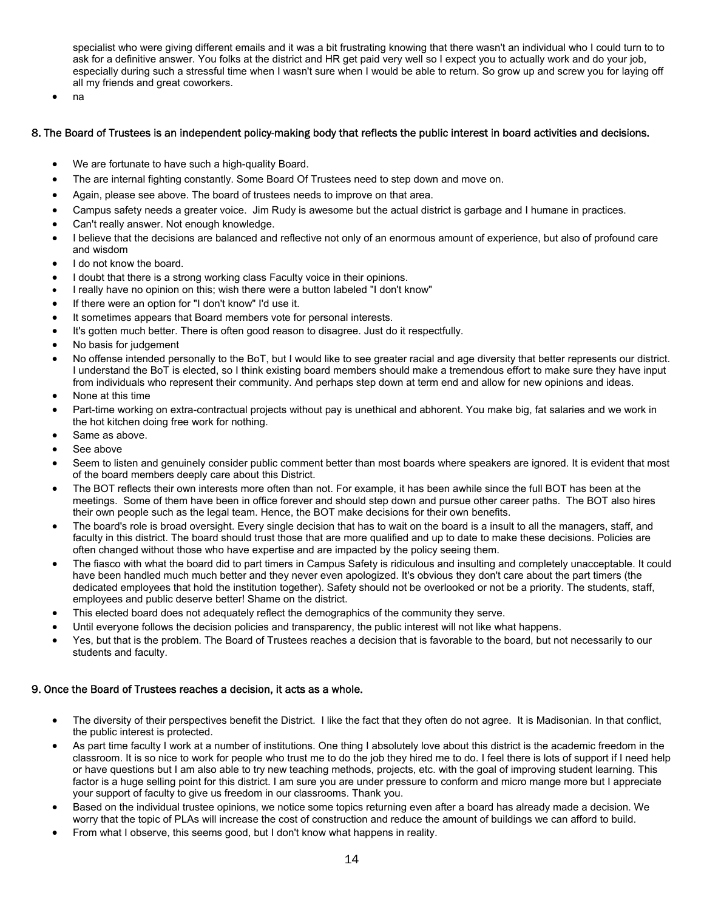specialist who were giving different emails and it was a bit frustrating knowing that there wasn't an individual who I could turn to to ask for a definitive answer. You folks at the district and HR get paid very well so I expect you to actually work and do your job, especially during such a stressful time when I wasn't sure when I would be able to return. So grow up and screw you for laying off all my friends and great coworkers.

- na

### 8. The Board of Trustees is an independent policy-making body that reflects the public interest in board activities and decisions.

- We are fortunate to have such a high-quality Board.
- The are internal fighting constantly. Some Board Of Trustees need to step down and move on.
- Again, please see above. The board of trustees needs to improve on that area.
- Campus safety needs a greater voice. Jim Rudy is awesome but the actual district is garbage and I humane in practices.
- Can't really answer. Not enough knowledge.
- I believe that the decisions are balanced and reflective not only of an enormous amount of experience, but also of profound care and wisdom
- I do not know the board.
- I doubt that there is a strong working class Faculty voice in their opinions.
- I really have no opinion on this; wish there were a button labeled "I don't know"
- If there were an option for "I don't know" I'd use it.
- It sometimes appears that Board members vote for personal interests.
- It's gotten much better. There is often good reason to disagree. Just do it respectfully.
- No basis for judgement
- No offense intended personally to the BoT, but I would like to see greater racial and age diversity that better represents our district. I understand the BoT is elected, so I think existing board members should make a tremendous effort to make sure they have input from individuals who represent their community. And perhaps step down at term end and allow for new opinions and ideas.
- None at this time
- Part-time working on extra-contractual projects without pay is unethical and abhorent. You make big, fat salaries and we work in the hot kitchen doing free work for nothing.
- Same as above.
- See above
- Seem to listen and genuinely consider public comment better than most boards where speakers are ignored. It is evident that most of the board members deeply care about this District.
- The BOT reflects their own interests more often than not. For example, it has been awhile since the full BOT has been at the meetings. Some of them have been in office forever and should step down and pursue other career paths. The BOT also hires their own people such as the legal team. Hence, the BOT make decisions for their own benefits.
- The board's role is broad oversight. Every single decision that has to wait on the board is a insult to all the managers, staff, and faculty in this district. The board should trust those that are more qualified and up to date to make these decisions. Policies are often changed without those who have expertise and are impacted by the policy seeing them.
- The fiasco with what the board did to part timers in Campus Safety is ridiculous and insulting and completely unacceptable. It could have been handled much much better and they never even apologized. It's obvious they don't care about the part timers (the dedicated employees that hold the institution together). Safety should not be overlooked or not be a priority. The students, staff, employees and public deserve better! Shame on the district.
- This elected board does not adequately reflect the demographics of the community they serve.
- Until everyone follows the decision policies and transparency, the public interest will not like what happens.
- Yes, but that is the problem. The Board of Trustees reaches a decision that is favorable to the board, but not necessarily to our students and faculty.

### 9. Once the Board of Trustees reaches a decision, it acts as a whole.

- The diversity of their perspectives benefit the District. I like the fact that they often do not agree. It is Madisonian. In that conflict, the public interest is protected.
- As part time faculty I work at a number of institutions. One thing I absolutely love about this district is the academic freedom in the classroom. It is so nice to work for people who trust me to do the job they hired me to do. I feel there is lots of support if I need help or have questions but I am also able to try new teaching methods, projects, etc. with the goal of improving student learning. This factor is a huge selling point for this district. I am sure you are under pressure to conform and micro mange more but I appreciate your support of faculty to give us freedom in our classrooms. Thank you.
- Based on the individual trustee opinions, we notice some topics returning even after a board has already made a decision. We worry that the topic of PLAs will increase the cost of construction and reduce the amount of buildings we can afford to build.
- From what I observe, this seems good, but I don't know what happens in reality.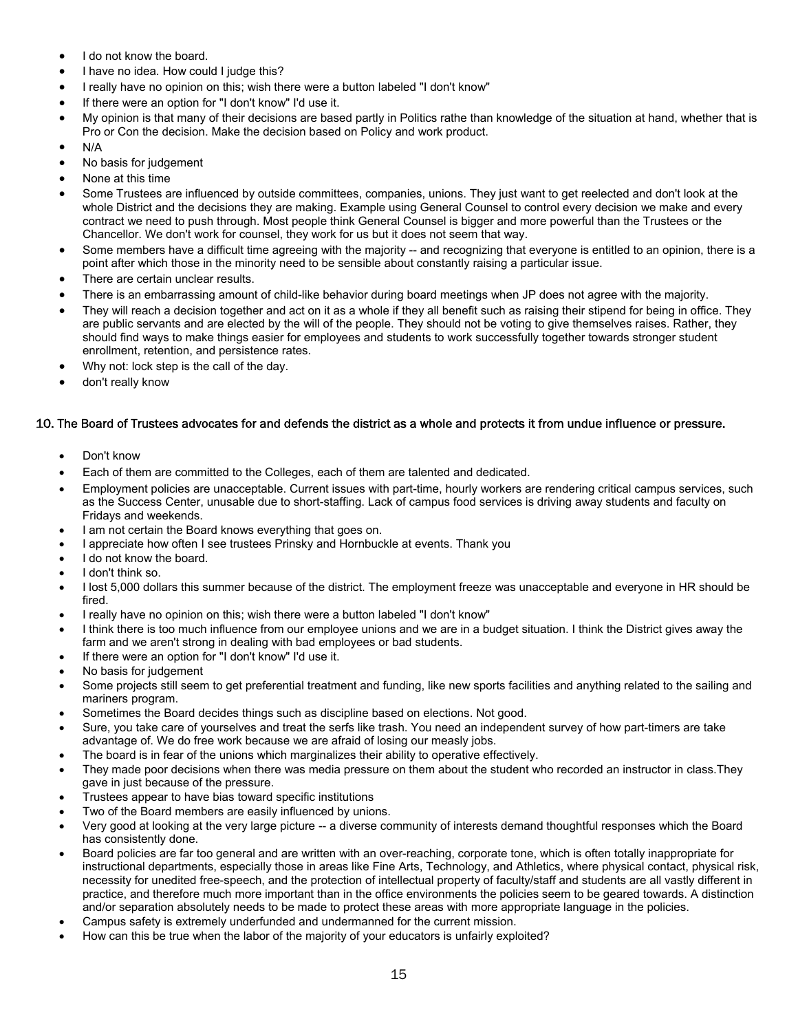- I do not know the board.
- I have no idea. How could I judge this?
- I really have no opinion on this; wish there were a button labeled "I don't know"
- If there were an option for "I don't know" I'd use it.
- My opinion is that many of their decisions are based partly in Politics rathe than knowledge of the situation at hand, whether that is Pro or Con the decision. Make the decision based on Policy and work product.
- N/A
- No basis for judgement
- None at this time
- Some Trustees are influenced by outside committees, companies, unions. They just want to get reelected and don't look at the whole District and the decisions they are making. Example using General Counsel to control every decision we make and every contract we need to push through. Most people think General Counsel is bigger and more powerful than the Trustees or the Chancellor. We don't work for counsel, they work for us but it does not seem that way.
- Some members have a difficult time agreeing with the majority -- and recognizing that everyone is entitled to an opinion, there is a point after which those in the minority need to be sensible about constantly raising a particular issue.
- There are certain unclear results.
- There is an embarrassing amount of child-like behavior during board meetings when JP does not agree with the majority.
- They will reach a decision together and act on it as a whole if they all benefit such as raising their stipend for being in office. They are public servants and are elected by the will of the people. They should not be voting to give themselves raises. Rather, they should find ways to make things easier for employees and students to work successfully together towards stronger student enrollment, retention, and persistence rates.
- Why not: lock step is the call of the day.
- don't really know

### 10. The Board of Trustees advocates for and defends the district as a whole and protects it from undue influence or pressure.

- Don't know
- Each of them are committed to the Colleges, each of them are talented and dedicated.
- Employment policies are unacceptable. Current issues with part-time, hourly workers are rendering critical campus services, such as the Success Center, unusable due to short-staffing. Lack of campus food services is driving away students and faculty on Fridays and weekends.
- I am not certain the Board knows everything that goes on.
- I appreciate how often I see trustees Prinsky and Hornbuckle at events. Thank you
- I do not know the board.
- I don't think so.
- I lost 5,000 dollars this summer because of the district. The employment freeze was unacceptable and everyone in HR should be fired.
- I really have no opinion on this; wish there were a button labeled "I don't know"
- I think there is too much influence from our employee unions and we are in a budget situation. I think the District gives away the farm and we aren't strong in dealing with bad employees or bad students.
- If there were an option for "I don't know" I'd use it.
- No basis for judgement
- Some projects still seem to get preferential treatment and funding, like new sports facilities and anything related to the sailing and mariners program.
- Sometimes the Board decides things such as discipline based on elections. Not good.
- Sure, you take care of yourselves and treat the serfs like trash. You need an independent survey of how part-timers are take advantage of. We do free work because we are afraid of losing our measly jobs.
- The board is in fear of the unions which marginalizes their ability to operative effectively.
- They made poor decisions when there was media pressure on them about the student who recorded an instructor in class.They gave in just because of the pressure.
- Trustees appear to have bias toward specific institutions
- Two of the Board members are easily influenced by unions.
- Very good at looking at the very large picture -- a diverse community of interests demand thoughtful responses which the Board has consistently done.
- Board policies are far too general and are written with an over-reaching, corporate tone, which is often totally inappropriate for instructional departments, especially those in areas like Fine Arts, Technology, and Athletics, where physical contact, physical risk, necessity for unedited free-speech, and the protection of intellectual property of faculty/staff and students are all vastly different in practice, and therefore much more important than in the office environments the policies seem to be geared towards. A distinction and/or separation absolutely needs to be made to protect these areas with more appropriate language in the policies.
- Campus safety is extremely underfunded and undermanned for the current mission.
- How can this be true when the labor of the majority of your educators is unfairly exploited?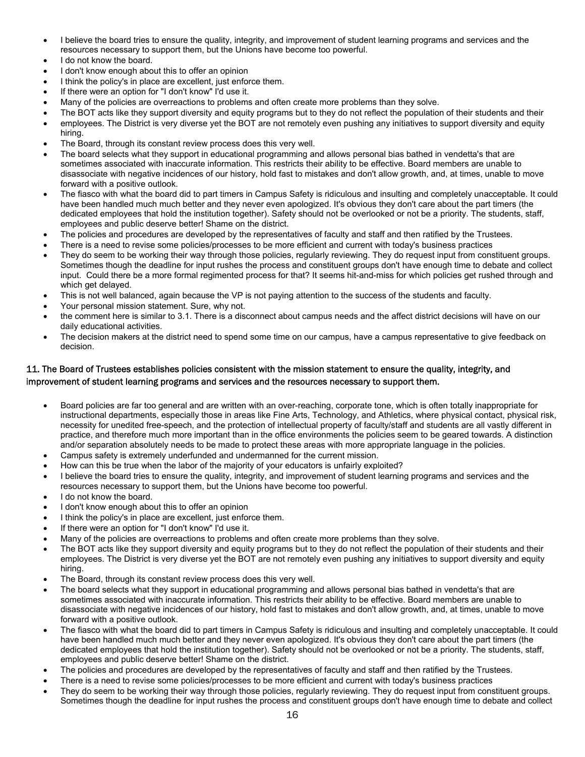- I believe the board tries to ensure the quality, integrity, and improvement of student learning programs and services and the resources necessary to support them, but the Unions have become too powerful.
- I do not know the board.
- I don't know enough about this to offer an opinion
- I think the policy's in place are excellent, just enforce them.
- If there were an option for "I don't know" I'd use it.
- Many of the policies are overreactions to problems and often create more problems than they solve.
- The BOT acts like they support diversity and equity programs but to they do not reflect the population of their students and their
- employees. The District is very diverse yet the BOT are not remotely even pushing any initiatives to support diversity and equity hiring.
- The Board, through its constant review process does this very well.
- The board selects what they support in educational programming and allows personal bias bathed in vendetta's that are sometimes associated with inaccurate information. This restricts their ability to be effective. Board members are unable to disassociate with negative incidences of our history, hold fast to mistakes and don't allow growth, and, at times, unable to move forward with a positive outlook.
- The fiasco with what the board did to part timers in Campus Safety is ridiculous and insulting and completely unacceptable. It could have been handled much much better and they never even apologized. It's obvious they don't care about the part timers (the dedicated employees that hold the institution together). Safety should not be overlooked or not be a priority. The students, staff, employees and public deserve better! Shame on the district.
- The policies and procedures are developed by the representatives of faculty and staff and then ratified by the Trustees.
- There is a need to revise some policies/processes to be more efficient and current with today's business practices
- They do seem to be working their way through those policies, regularly reviewing. They do request input from constituent groups. Sometimes though the deadline for input rushes the process and constituent groups don't have enough time to debate and collect input. Could there be a more formal regimented process for that? It seems hit-and-miss for which policies get rushed through and which get delayed.
- This is not well balanced, again because the VP is not paying attention to the success of the students and faculty.
- Your personal mission statement. Sure, why not.
- the comment here is similar to 3.1. There is a disconnect about campus needs and the affect district decisions will have on our daily educational activities.
- The decision makers at the district need to spend some time on our campus, have a campus representative to give feedback on decision.

### 11. The Board of Trustees establishes policies consistent with the mission statement to ensure the quality, integrity, and improvement of student learning programs and services and the resources necessary to support them.

- Board policies are far too general and are written with an over-reaching, corporate tone, which is often totally inappropriate for instructional departments, especially those in areas like Fine Arts, Technology, and Athletics, where physical contact, physical risk, necessity for unedited free-speech, and the protection of intellectual property of faculty/staff and students are all vastly different in practice, and therefore much more important than in the office environments the policies seem to be geared towards. A distinction and/or separation absolutely needs to be made to protect these areas with more appropriate language in the policies.
- Campus safety is extremely underfunded and undermanned for the current mission.
- How can this be true when the labor of the majority of your educators is unfairly exploited?
- I believe the board tries to ensure the quality, integrity, and improvement of student learning programs and services and the resources necessary to support them, but the Unions have become too powerful.
- I do not know the board.
- I don't know enough about this to offer an opinion
- I think the policy's in place are excellent, just enforce them.
- If there were an option for "I don't know" I'd use it.
- Many of the policies are overreactions to problems and often create more problems than they solve.
- The BOT acts like they support diversity and equity programs but to they do not reflect the population of their students and their employees. The District is very diverse yet the BOT are not remotely even pushing any initiatives to support diversity and equity hiring.
- The Board, through its constant review process does this very well.
- The board selects what they support in educational programming and allows personal bias bathed in vendetta's that are sometimes associated with inaccurate information. This restricts their ability to be effective. Board members are unable to disassociate with negative incidences of our history, hold fast to mistakes and don't allow growth, and, at times, unable to move forward with a positive outlook.
- The fiasco with what the board did to part timers in Campus Safety is ridiculous and insulting and completely unacceptable. It could have been handled much much better and they never even apologized. It's obvious they don't care about the part timers (the dedicated employees that hold the institution together). Safety should not be overlooked or not be a priority. The students, staff, employees and public deserve better! Shame on the district.
- The policies and procedures are developed by the representatives of faculty and staff and then ratified by the Trustees.
- There is a need to revise some policies/processes to be more efficient and current with today's business practices
- They do seem to be working their way through those policies, regularly reviewing. They do request input from constituent groups. Sometimes though the deadline for input rushes the process and constituent groups don't have enough time to debate and collect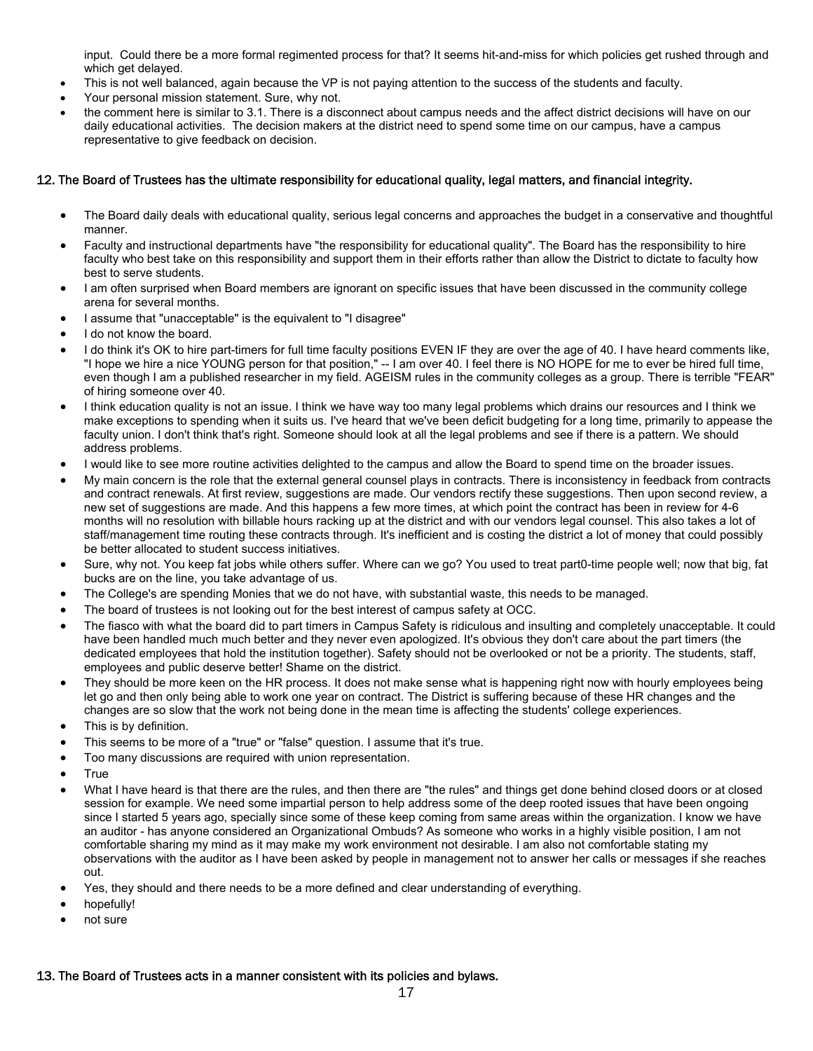input. Could there be a more formal regimented process for that? It seems hit-and-miss for which policies get rushed through and which get delayed.

- This is not well balanced, again because the VP is not paying attention to the success of the students and faculty.
- Your personal mission statement. Sure, why not.
- the comment here is similar to 3.1. There is a disconnect about campus needs and the affect district decisions will have on our daily educational activities. The decision makers at the district need to spend some time on our campus, have a campus representative to give feedback on decision.

### 12. The Board of Trustees has the ultimate responsibility for educational quality, legal matters, and financial integrity.

- The Board daily deals with educational quality, serious legal concerns and approaches the budget in a conservative and thoughtful manner.
- Faculty and instructional departments have "the responsibility for educational quality". The Board has the responsibility to hire faculty who best take on this responsibility and support them in their efforts rather than allow the District to dictate to faculty how best to serve students.
- I am often surprised when Board members are ignorant on specific issues that have been discussed in the community college arena for several months.
- I assume that "unacceptable" is the equivalent to "I disagree"
- I do not know the board.
- I do think it's OK to hire part-timers for full time faculty positions EVEN IF they are over the age of 40. I have heard comments like, "I hope we hire a nice YOUNG person for that position," -- I am over 40. I feel there is NO HOPE for me to ever be hired full time, even though I am a published researcher in my field. AGEISM rules in the community colleges as a group. There is terrible "FEAR" of hiring someone over 40.
- I think education quality is not an issue. I think we have way too many legal problems which drains our resources and I think we make exceptions to spending when it suits us. I've heard that we've been deficit budgeting for a long time, primarily to appease the faculty union. I don't think that's right. Someone should look at all the legal problems and see if there is a pattern. We should address problems.
- I would like to see more routine activities delighted to the campus and allow the Board to spend time on the broader issues.
- My main concern is the role that the external general counsel plays in contracts. There is inconsistency in feedback from contracts and contract renewals. At first review, suggestions are made. Our vendors rectify these suggestions. Then upon second review, a new set of suggestions are made. And this happens a few more times, at which point the contract has been in review for 4-6 months will no resolution with billable hours racking up at the district and with our vendors legal counsel. This also takes a lot of staff/management time routing these contracts through. It's inefficient and is costing the district a lot of money that could possibly be better allocated to student success initiatives.
- Sure, why not. You keep fat jobs while others suffer. Where can we go? You used to treat part0-time people well; now that big, fat bucks are on the line, you take advantage of us.
- The College's are spending Monies that we do not have, with substantial waste, this needs to be managed.
- The board of trustees is not looking out for the best interest of campus safety at OCC.
- The fiasco with what the board did to part timers in Campus Safety is ridiculous and insulting and completely unacceptable. It could have been handled much much better and they never even apologized. It's obvious they don't care about the part timers (the dedicated employees that hold the institution together). Safety should not be overlooked or not be a priority. The students, staff, employees and public deserve better! Shame on the district.
- They should be more keen on the HR process. It does not make sense what is happening right now with hourly employees being let go and then only being able to work one year on contract. The District is suffering because of these HR changes and the changes are so slow that the work not being done in the mean time is affecting the students' college experiences.
- This is by definition.
- This seems to be more of a "true" or "false" question. I assume that it's true.
- Too many discussions are required with union representation.
- True
- What I have heard is that there are the rules, and then there are "the rules" and things get done behind closed doors or at closed session for example. We need some impartial person to help address some of the deep rooted issues that have been ongoing since I started 5 years ago, specially since some of these keep coming from same areas within the organization. I know we have an auditor - has anyone considered an Organizational Ombuds? As someone who works in a highly visible position, I am not comfortable sharing my mind as it may make my work environment not desirable. I am also not comfortable stating my observations with the auditor as I have been asked by people in management not to answer her calls or messages if she reaches out.
- Yes, they should and there needs to be a more defined and clear understanding of everything.
- hopefully!
- not sure

### 13. The Board of Trustees acts in a manner consistent with its policies and bylaws.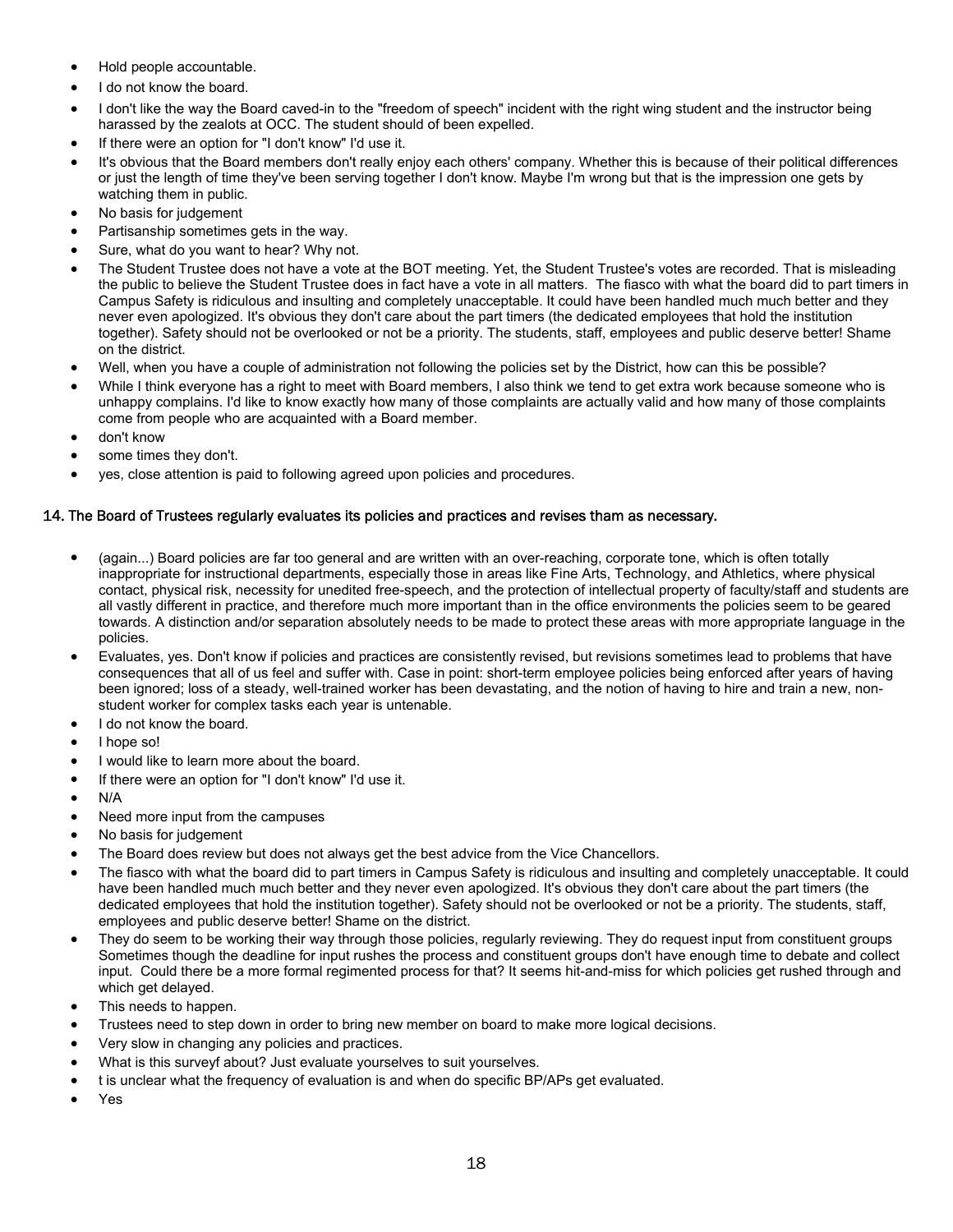- Hold people accountable.
- I do not know the board.
- I don't like the way the Board caved-in to the "freedom of speech" incident with the right wing student and the instructor being harassed by the zealots at OCC. The student should of been expelled.
- If there were an option for "I don't know" I'd use it.
- It's obvious that the Board members don't really enjoy each others' company. Whether this is because of their political differences or just the length of time they've been serving together I don't know. Maybe I'm wrong but that is the impression one gets by watching them in public.
- No basis for judgement
- Partisanship sometimes gets in the way.
- Sure, what do you want to hear? Why not.
- The Student Trustee does not have a vote at the BOT meeting. Yet, the Student Trustee's votes are recorded. That is misleading the public to believe the Student Trustee does in fact have a vote in all matters. The fiasco with what the board did to part timers in Campus Safety is ridiculous and insulting and completely unacceptable. It could have been handled much much better and they never even apologized. It's obvious they don't care about the part timers (the dedicated employees that hold the institution together). Safety should not be overlooked or not be a priority. The students, staff, employees and public deserve better! Shame on the district.
- Well, when you have a couple of administration not following the policies set by the District, how can this be possible?
- While I think everyone has a right to meet with Board members, I also think we tend to get extra work because someone who is unhappy complains. I'd like to know exactly how many of those complaints are actually valid and how many of those complaints come from people who are acquainted with a Board member.
- don't know
- some times they don't.
- yes, close attention is paid to following agreed upon policies and procedures.

### 14. The Board of Trustees regularly evaluates its policies and practices and revises tham as necessary.

- (again...) Board policies are far too general and are written with an over-reaching, corporate tone, which is often totally inappropriate for instructional departments, especially those in areas like Fine Arts, Technology, and Athletics, where physical contact, physical risk, necessity for unedited free-speech, and the protection of intellectual property of faculty/staff and students are all vastly different in practice, and therefore much more important than in the office environments the policies seem to be geared towards. A distinction and/or separation absolutely needs to be made to protect these areas with more appropriate language in the policies.
- Evaluates, yes. Don't know if policies and practices are consistently revised, but revisions sometimes lead to problems that have consequences that all of us feel and suffer with. Case in point: short-term employee policies being enforced after years of having been ignored; loss of a steady, well-trained worker has been devastating, and the notion of having to hire and train a new, non-student worker for complex tasks each year is untenable.
- I do not know the board.
- I hope so!
- I would like to learn more about the board.
- If there were an option for "I don't know" I'd use it.
- N/A
- Need more input from the campuses
- No basis for judgement
- The Board does review but does not always get the best advice from the Vice Chancellors.
- The fiasco with what the board did to part timers in Campus Safety is ridiculous and insulting and completely unacceptable. It could have been handled much much better and they never even apologized. It's obvious they don't care about the part timers (the dedicated employees that hold the institution together). Safety should not be overlooked or not be a priority. The students, staff, employees and public deserve better! Shame on the district.
- They do seem to be working their way through those policies, regularly reviewing. They do request input from constituent groups Sometimes though the deadline for input rushes the process and constituent groups don't have enough time to debate and collect input. Could there be a more formal regimented process for that? It seems hit-and-miss for which policies get rushed through and which get delayed.
- This needs to happen.
- Trustees need to step down in order to bring new member on board to make more logical decisions.
- Very slow in changing any policies and practices.
- What is this surveyf about? Just evaluate yourselves to suit yourselves.
- t is unclear what the frequency of evaluation is and when do specific BP/APs get evaluated.
- Yes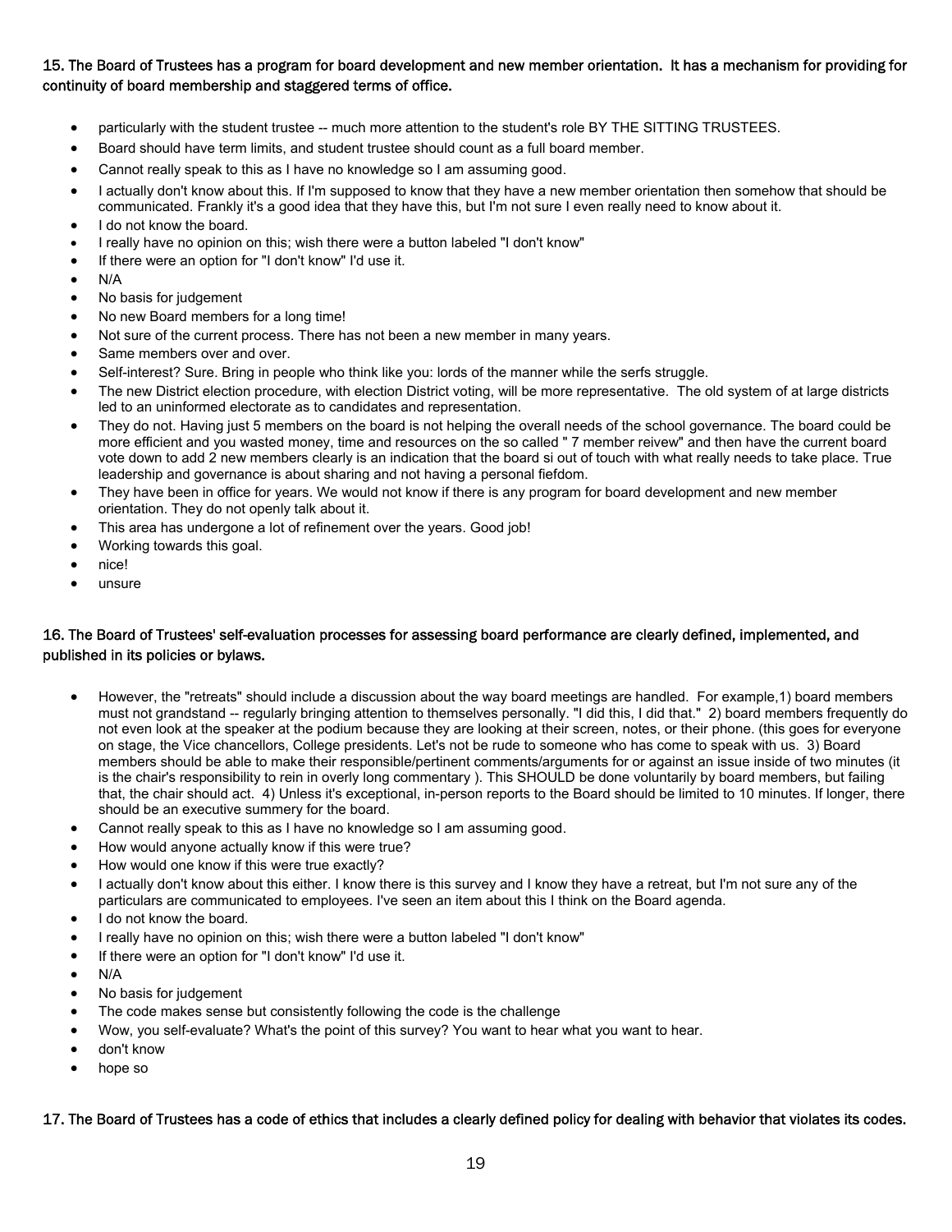**15. The Board of Trustees has a program for board development and new member orientation. It has a mechanism for providing for continuity of board membership and staggered terms of office.**

- particularly with the student trustee -- much more attention to the student's role BY THE SITTING TRUSTEES.
- Board should have term limits, and student trustee should count as a full board member.
- Cannot really speak to this as I have no knowledge so I am assuming good.
- I actually don't know about this. If I'm supposed to know that they have a new member orientation then somehow that should be communicated. Frankly it's a good idea that they have this, but I'm not sure I even really need to know about it.
- I do not know the board.
- I really have no opinion on this; wish there were a button labeled "I don't know"
- If there were an option for "I don't know" I'd use it.
- N/A
- No basis for judgement
- No new Board members for a long time!
- Not sure of the current process. There has not been a new member in many years.
- Same members over and over.
- Self-interest? Sure. Bring in people who think like you: lords of the manner while the serfs struggle.
- The new District election procedure, with election District voting, will be more representative. The old system of at large districts led to an uninformed electorate as to candidates and representation.
- They do not. Having just 5 members on the board is not helping the overall needs of the school governance. The board could be more efficient and you wasted money, time and resources on the so called " 7 member reivew" and then have the current board vote down to add 2 new members clearly is an indication that the board si out of touch with what really needs to take place. True leadership and governance is about sharing and not having a personal fiefdom.
- They have been in office for years. We would not know if there is any program for board development and new member orientation. They do not openly talk about it.
- This area has undergone a lot of refinement over the years. Good job!
- Working towards this goal.
- nice!
- unsure

**16. The Board of Trustees' self-evaluation processes for assessing board performance are clearly defined, implemented, and published in its policies or bylaws.**

- However, the "retreats" should include a discussion about the way board meetings are handled. For example,1) board members must not grandstand -- regularly bringing attention to themselves personally. "I did this, I did that." 2) board members frequently do not even look at the speaker at the podium because they are looking at their screen, notes, or their phone. (this goes for everyone on stage, the Vice chancellors, College presidents. Let's not be rude to someone who has come to speak with us. 3) Board members should be able to make their responsible/pertinent comments/arguments for or against an issue inside of two minutes (it is the chair's responsibility to rein in overly long commentary ). This SHOULD be done voluntarily by board members, but failing that, the chair should act. 4) Unless it's exceptional, in-person reports to the Board should be limited to 10 minutes. If longer, there should be an executive summery for the board.
- Cannot really speak to this as I have no knowledge so I am assuming good.
- How would anyone actually know if this were true?
- How would one know if this were true exactly?
- I actually don't know about this either. I know there is this survey and I know they have a retreat, but I'm not sure any of the particulars are communicated to employees. I've seen an item about this I think on the Board agenda.
- I do not know the board.
- I really have no opinion on this; wish there were a button labeled "I don't know"
- If there were an option for "I don't know" I'd use it.
- N/A
- No basis for judgement
- The code makes sense but consistently following the code is the challenge
- Wow, you self-evaluate? What's the point of this survey? You want to hear what you want to hear.
- don't know
- hope so

**17. The Board of Trustees has a code of ethics that includes a clearly defined policy for dealing with behavior that violates its codes.**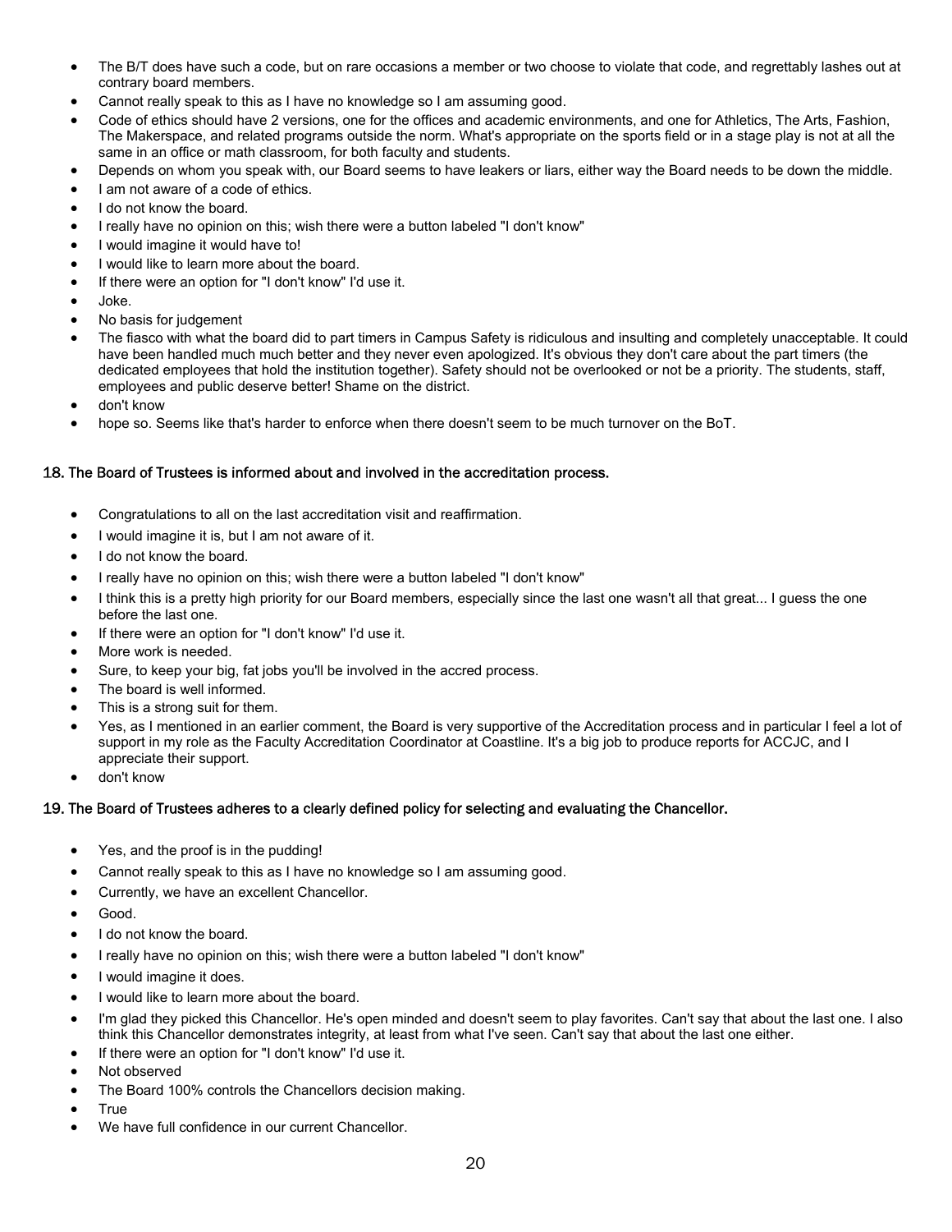- The B/T does have such a code, but on rare occasions a member or two choose to violate that code, and regrettably lashes out at contrary board members.
- Cannot really speak to this as I have no knowledge so I am assuming good.
- Code of ethics should have 2 versions, one for the offices and academic environments, and one for Athletics, The Arts, Fashion, The Makerspace, and related programs outside the norm. What's appropriate on the sports field or in a stage play is not at all the same in an office or math classroom, for both faculty and students.
- Depends on whom you speak with, our Board seems to have leakers or liars, either way the Board needs to be down the middle.
- I am not aware of a code of ethics.
- I do not know the board.
- I really have no opinion on this; wish there were a button labeled "I don't know"
- I would imagine it would have to!
- I would like to learn more about the board.
- If there were an option for "I don't know" I'd use it.
- Joke.
- No basis for judgement
- The fiasco with what the board did to part timers in Campus Safety is ridiculous and insulting and completely unacceptable. It could have been handled much much better and they never even apologized. It's obvious they don't care about the part timers (the dedicated employees that hold the institution together). Safety should not be overlooked or not be a priority. The students, staff, employees and public deserve better! Shame on the district.
- don't know
- hope so. Seems like that's harder to enforce when there doesn't seem to be much turnover on the BoT.

### 18. The Board of Trustees is informed about and involved in the accreditation process.

- Congratulations to all on the last accreditation visit and reaffirmation.
- I would imagine it is, but I am not aware of it.
- I do not know the board.
- I really have no opinion on this; wish there were a button labeled "I don't know"
- I think this is a pretty high priority for our Board members, especially since the last one wasn't all that great... I guess the one before the last one.
- If there were an option for "I don't know" I'd use it.
- More work is needed.
- Sure, to keep your big, fat jobs you'll be involved in the accred process.
- The board is well informed.
- This is a strong suit for them.
- Yes, as I mentioned in an earlier comment, the Board is very supportive of the Accreditation process and in particular I feel a lot of support in my role as the Faculty Accreditation Coordinator at Coastline. It's a big job to produce reports for ACCJC, and I appreciate their support.
- don't know

### 19. The Board of Trustees adheres to a clearly defined policy for selecting and evaluating the Chancellor.

- Yes, and the proof is in the pudding!
- Cannot really speak to this as I have no knowledge so I am assuming good.
- Currently, we have an excellent Chancellor.
- Good.
- I do not know the board.
- I really have no opinion on this; wish there were a button labeled "I don't know"
- I would imagine it does.
- I would like to learn more about the board.
- I'm glad they picked this Chancellor. He's open minded and doesn't seem to play favorites. Can't say that about the last one. I also think this Chancellor demonstrates integrity, at least from what I've seen. Can't say that about the last one either.
- If there were an option for "I don't know" I'd use it.
- Not observed
- The Board 100% controls the Chancellors decision making.
- True
- We have full confidence in our current Chancellor.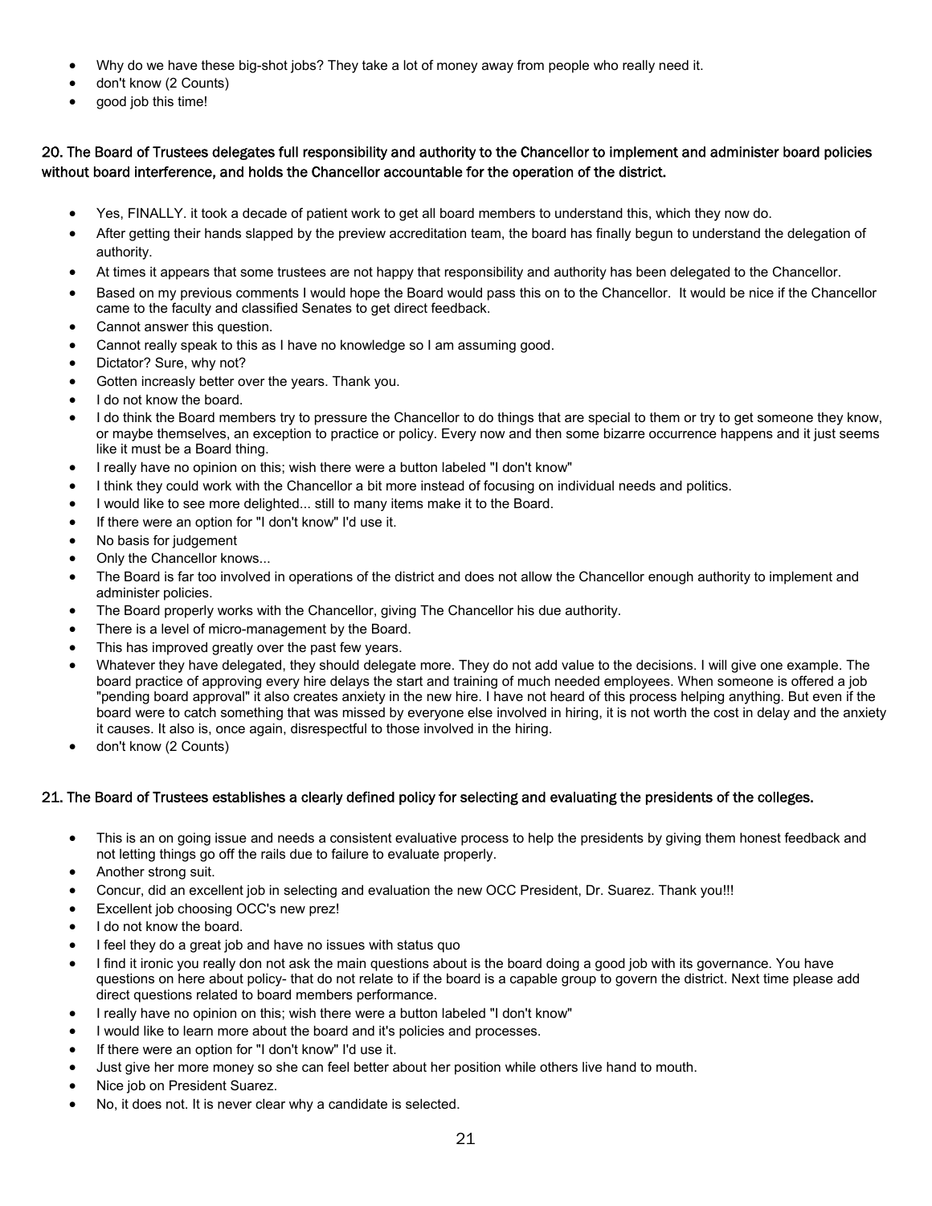- Why do we have these big-shot jobs? They take a lot of money away from people who really need it.
- don't know (2 Counts)
- good job this time!

### 20. The Board of Trustees delegates full responsibility and authority to the Chancellor to implement and administer board policies without board interference, and holds the Chancellor accountable for the operation of the district.

- Yes, FINALLY. it took a decade of patient work to get all board members to understand this, which they now do.
- After getting their hands slapped by the preview accreditation team, the board has finally begun to understand the delegation of authority.
- At times it appears that some trustees are not happy that responsibility and authority has been delegated to the Chancellor.
- Based on my previous comments I would hope the Board would pass this on to the Chancellor. It would be nice if the Chancellor came to the faculty and classified Senates to get direct feedback.
- Cannot answer this question.
- Cannot really speak to this as I have no knowledge so I am assuming good.
- Dictator? Sure, why not?
- Gotten increasly better over the years. Thank you.
- I do not know the board.
- I do think the Board members try to pressure the Chancellor to do things that are special to them or try to get someone they know, or maybe themselves, an exception to practice or policy. Every now and then some bizarre occurrence happens and it just seems like it must be a Board thing.
- I really have no opinion on this; wish there were a button labeled "I don't know"
- I think they could work with the Chancellor a bit more instead of focusing on individual needs and politics.
- I would like to see more delighted... still to many items make it to the Board.
- If there were an option for "I don't know" I'd use it.
- No basis for judgement
- Only the Chancellor knows...
- The Board is far too involved in operations of the district and does not allow the Chancellor enough authority to implement and administer policies.
- The Board properly works with the Chancellor, giving The Chancellor his due authority.
- There is a level of micro-management by the Board.
- This has improved greatly over the past few years.
- Whatever they have delegated, they should delegate more. They do not add value to the decisions. I will give one example. The board practice of approving every hire delays the start and training of much needed employees. When someone is offered a job "pending board approval" it also creates anxiety in the new hire. I have not heard of this process helping anything. But even if the board were to catch something that was missed by everyone else involved in hiring, it is not worth the cost in delay and the anxiety it causes. It also is, once again, disrespectful to those involved in the hiring.
- don't know (2 Counts)

### 21. The Board of Trustees establishes a clearly defined policy for selecting and evaluating the presidents of the colleges.

- This is an on going issue and needs a consistent evaluative process to help the presidents by giving them honest feedback and not letting things go off the rails due to failure to evaluate properly.
- Another strong suit.
- Concur, did an excellent job in selecting and evaluation the new OCC President, Dr. Suarez. Thank you!!!
- Excellent job choosing OCC's new prez!
- I do not know the board.
- I feel they do a great job and have no issues with status quo
- I find it ironic you really don not ask the main questions about is the board doing a good job with its governance. You have questions on here about policy- that do not relate to if the board is a capable group to govern the district. Next time please add direct questions related to board members performance.
- I really have no opinion on this; wish there were a button labeled "I don't know"
- I would like to learn more about the board and it's policies and processes.
- If there were an option for "I don't know" I'd use it.
- Just give her more money so she can feel better about her position while others live hand to mouth.
- Nice job on President Suarez.
- No, it does not. It is never clear why a candidate is selected.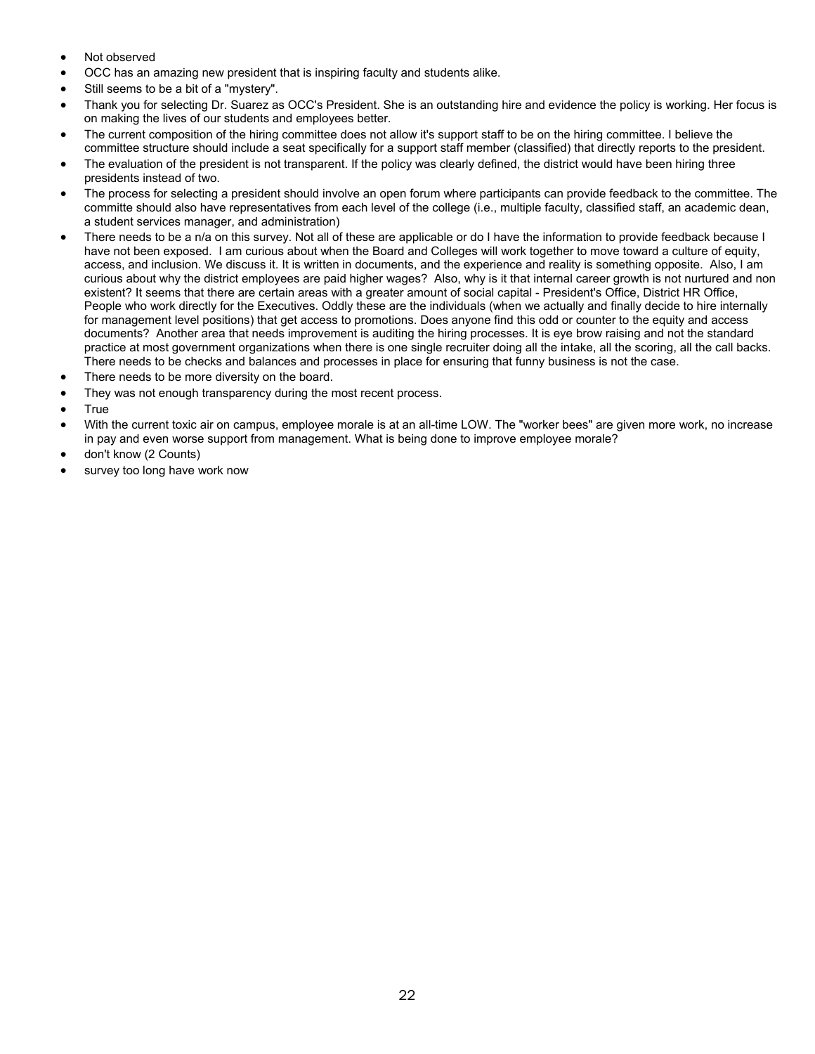- Not observed
- OCC has an amazing new president that is inspiring faculty and students alike.
- Still seems to be a bit of a "mystery".
- Thank you for selecting Dr. Suarez as OCC's President. She is an outstanding hire and evidence the policy is working. Her focus is on making the lives of our students and employees better.
- The current composition of the hiring committee does not allow it's support staff to be on the hiring committee. I believe the committee structure should include a seat specifically for a support staff member (classified) that directly reports to the president.
- The evaluation of the president is not transparent. If the policy was clearly defined, the district would have been hiring three presidents instead of two.
- The process for selecting a president should involve an open forum where participants can provide feedback to the committee. The committe should also have representatives from each level of the college (i.e., multiple faculty, classified staff, an academic dean, a student services manager, and administration)
- There needs to be a n/a on this survey. Not all of these are applicable or do I have the information to provide feedback because I have not been exposed. I am curious about when the Board and Colleges will work together to move toward a culture of equity, access, and inclusion. We discuss it. It is written in documents, and the experience and reality is something opposite. Also, I am curious about why the district employees are paid higher wages? Also, why is it that internal career growth is not nurtured and non existent? It seems that there are certain areas with a greater amount of social capital - President's Office, District HR Office, People who work directly for the Executives. Oddly these are the individuals (when we actually and finally decide to hire internally for management level positions) that get access to promotions. Does anyone find this odd or counter to the equity and access documents? Another area that needs improvement is auditing the hiring processes. It is eye brow raising and not the standard practice at most government organizations when there is one single recruiter doing all the intake, all the scoring, all the call backs. There needs to be checks and balances and processes in place for ensuring that funny business is not the case.
- There needs to be more diversity on the board.
- They was not enough transparency during the most recent process.
- True
- With the current toxic air on campus, employee morale is at an all-time LOW. The "worker bees" are given more work, no increase in pay and even worse support from management. What is being done to improve employee morale?
- don't know (2 Counts)
- survey too long have work now